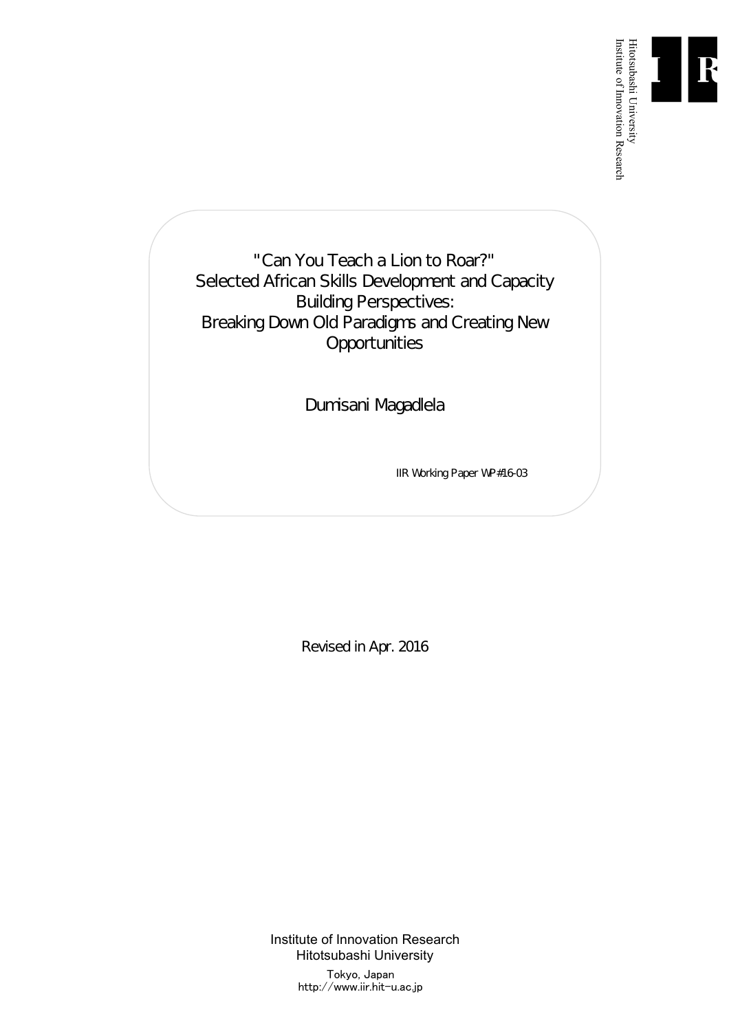Hitotsubashi University
Institute of Innovation Research

# "Can You Teach a Lion to Roar?" Selected African Skills Development and Capacity Building Perspectives: Breaking Down Old Paradigms and Creating New Opportunities

Dumisani Magadlela

IIR Working Paper WP#16-03

Revised in Apr. 2016

Institute of Innovation Research
Hitotsubashi University
Tokyo, Japan
http://www.iir.hit-u.ac.jp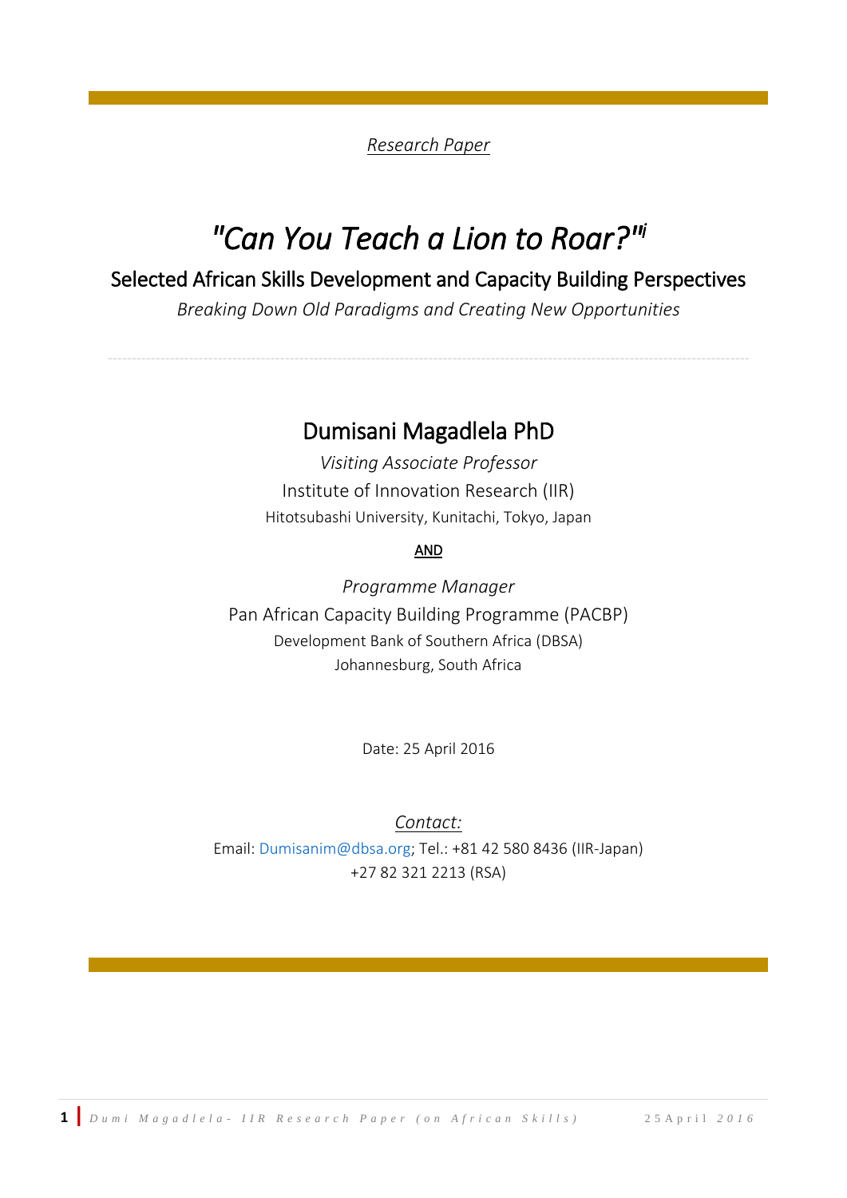*Research Paper*

# *"Can You Teach a Lion to Roar?"*[i]

## Selected African Skills Development and Capacity Building Perspectives

*Breaking Down Old Paradigms and Creating New Opportunities*

---

## Dumisani Magadlela PhD

*Visiting Associate Professor*

Institute of Innovation Research (IIR)

Hitotsubashi University, Kunitachi, Tokyo, Japan

AND

*Programme Manager*

Pan African Capacity Building Programme (PACBP)

Development Bank of Southern Africa (DBSA)

Johannesburg, South Africa

Date: 25 April 2016

*Contact:*

Email: Dumisanim@dbsa.org; Tel.: +81 42 580 8436 (IIR-Japan)

+27 82 321 2213 (RSA)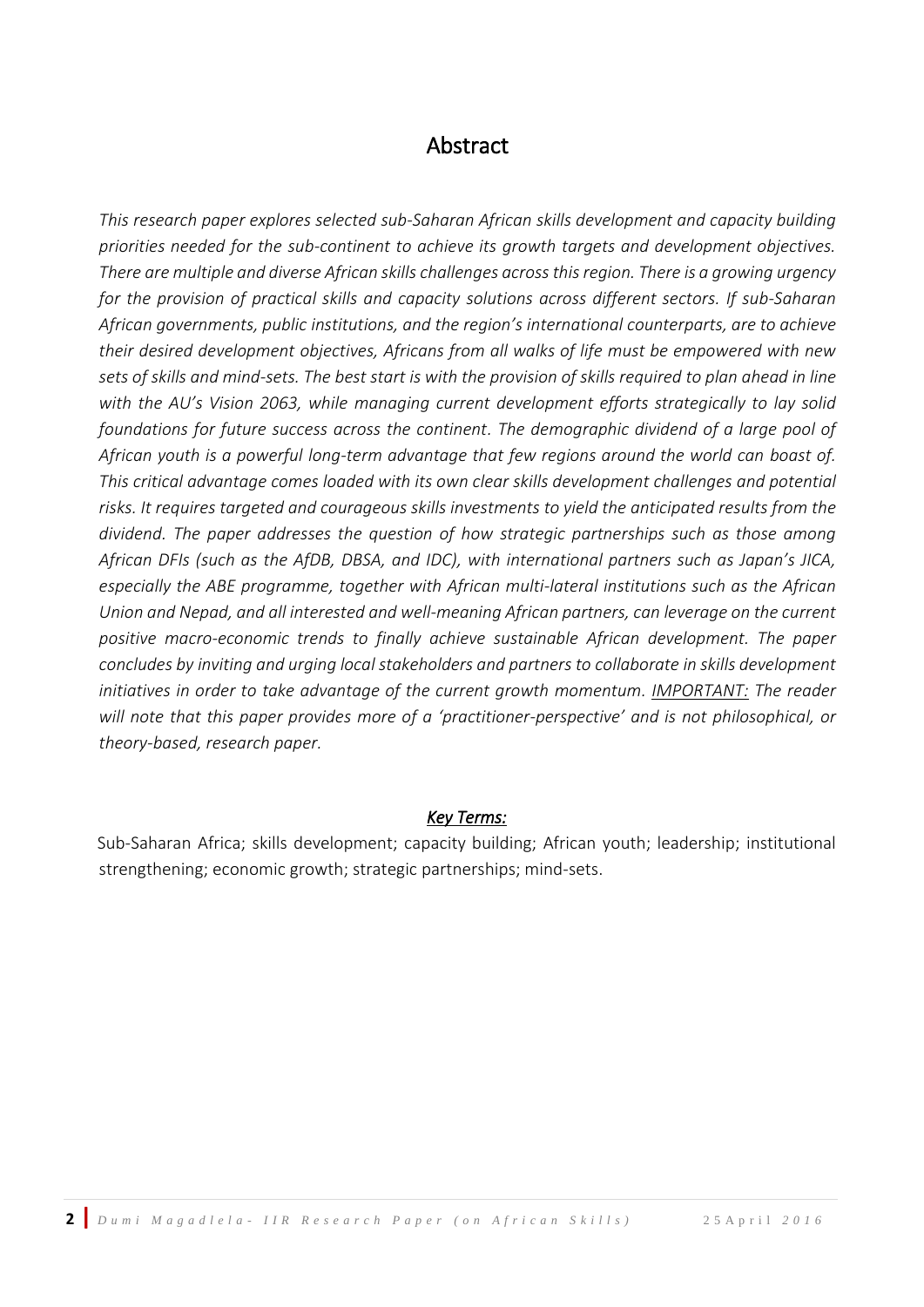# Abstract

*This research paper explores selected sub-Saharan African skills development and capacity building priorities needed for the sub-continent to achieve its growth targets and development objectives. There are multiple and diverse African skills challenges across this region. There is a growing urgency for the provision of practical skills and capacity solutions across different sectors. If sub-Saharan African governments, public institutions, and the region's international counterparts, are to achieve their desired development objectives, Africans from all walks of life must be empowered with new sets of skills and mind-sets. The best start is with the provision of skills required to plan ahead in line with the AU's Vision 2063, while managing current development efforts strategically to lay solid foundations for future success across the continent. The demographic dividend of a large pool of African youth is a powerful long-term advantage that few regions around the world can boast of. This critical advantage comes loaded with its own clear skills development challenges and potential risks. It requires targeted and courageous skills investments to yield the anticipated results from the dividend. The paper addresses the question of how strategic partnerships such as those among African DFIs (such as the AfDB, DBSA, and IDC), with international partners such as Japan's JICA, especially the ABE programme, together with African multi-lateral institutions such as the African Union and Nepad, and all interested and well-meaning African partners, can leverage on the current positive macro-economic trends to finally achieve sustainable African development. The paper concludes by inviting and urging local stakeholders and partners to collaborate in skills development initiatives in order to take advantage of the current growth momentum. <u>IMPORTANT:</u> The reader will note that this paper provides more of a 'practitioner-perspective' and is not philosophical, or theory-based, research paper.*

***<u>Key Terms:</u>***

Sub-Saharan Africa; skills development; capacity building; African youth; leadership; institutional strengthening; economic growth; strategic partnerships; mind-sets.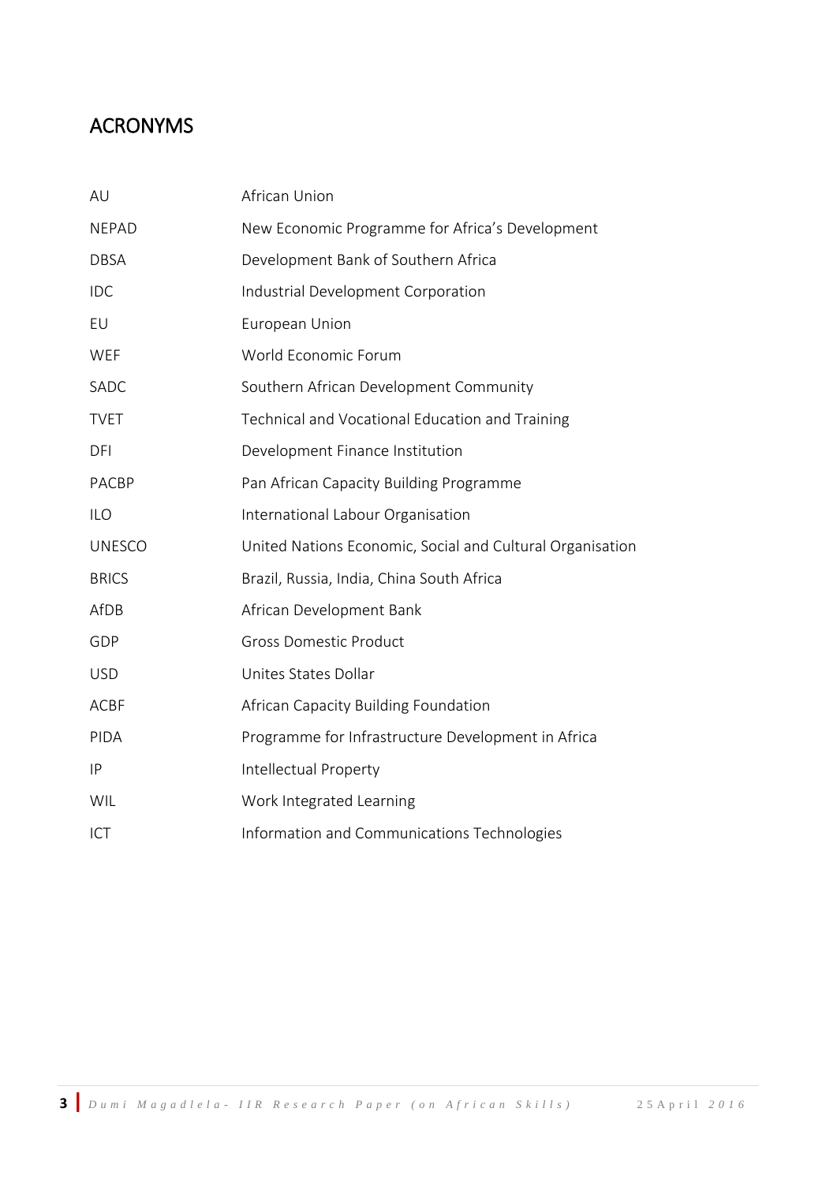## ACRONYMS

| | |
|---|---|
| AU | African Union |
| NEPAD | New Economic Programme for Africa's Development |
| DBSA | Development Bank of Southern Africa |
| IDC | Industrial Development Corporation |
| EU | European Union |
| WEF | World Economic Forum |
| SADC | Southern African Development Community |
| TVET | Technical and Vocational Education and Training |
| DFI | Development Finance Institution |
| PACBP | Pan African Capacity Building Programme |
| ILO | International Labour Organisation |
| UNESCO | United Nations Economic, Social and Cultural Organisation |
| BRICS | Brazil, Russia, India, China South Africa |
| AfDB | African Development Bank |
| GDP | Gross Domestic Product |
| USD | Unites States Dollar |
| ACBF | African Capacity Building Foundation |
| PIDA | Programme for Infrastructure Development in Africa |
| IP | Intellectual Property |
| WIL | Work Integrated Learning |
| ICT | Information and Communications Technologies |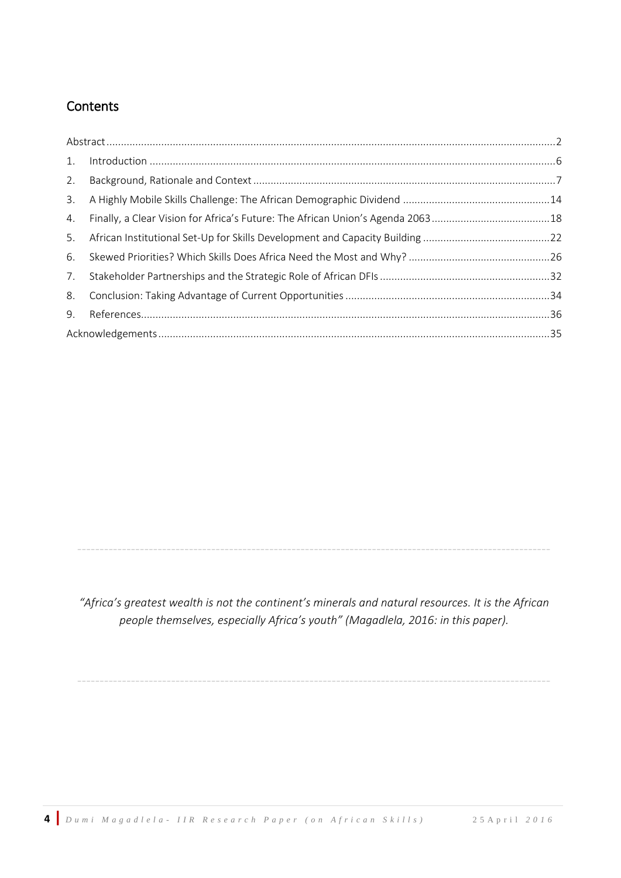## Contents

Abstract ........................................................................................................................................... 2

1. Introduction ................................................................................................................................ 6
2. Background, Rationale and Context ........................................................................................... 7
3. A Highly Mobile Skills Challenge: The African Demographic Dividend ..................................... 14
4. Finally, a Clear Vision for Africa's Future: The African Union's Agenda 2063 ........................... 18
5. African Institutional Set-Up for Skills Development and Capacity Building .............................. 22
6. Skewed Priorities? Which Skills Does Africa Need the Most and Why? .................................... 26
7. Stakeholder Partnerships and the Strategic Role of African DFIs ............................................. 32
8. Conclusion: Taking Advantage of Current Opportunities ......................................................... 34
9. References ................................................................................................................................ 36

Acknowledgements ........................................................................................................................ 35

---

*"Africa's greatest wealth is not the continent's minerals and natural resources. It is the African people themselves, especially Africa's youth" (Magadlela, 2016: in this paper).*

---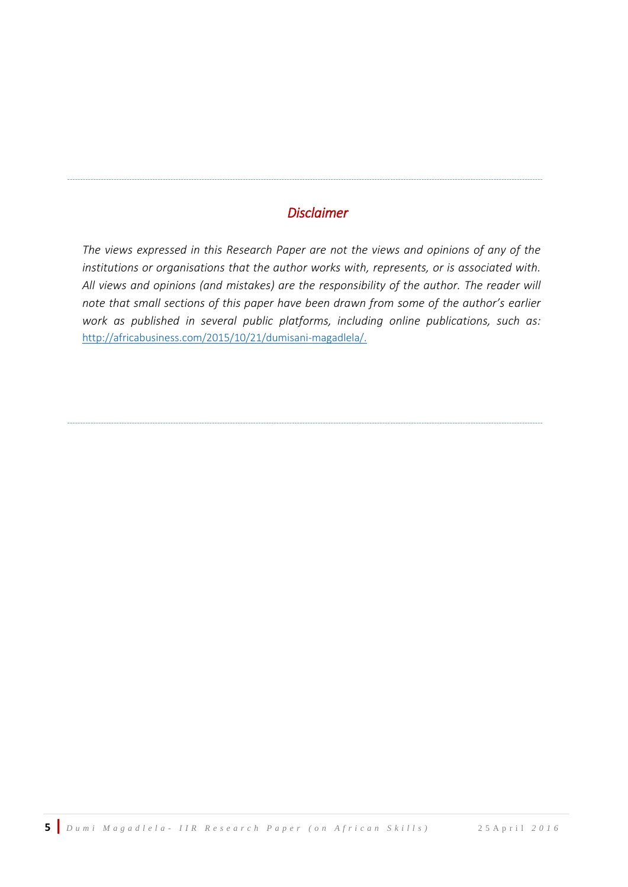## *Disclaimer*

*The views expressed in this Research Paper are not the views and opinions of any of the institutions or organisations that the author works with, represents, or is associated with. All views and opinions (and mistakes) are the responsibility of the author. The reader will note that small sections of this paper have been drawn from some of the author's earlier work as published in several public platforms, including online publications, such as:* [http://africabusiness.com/2015/10/21/dumisani-magadlela/.](http://africabusiness.com/2015/10/21/dumisani-magadlela/)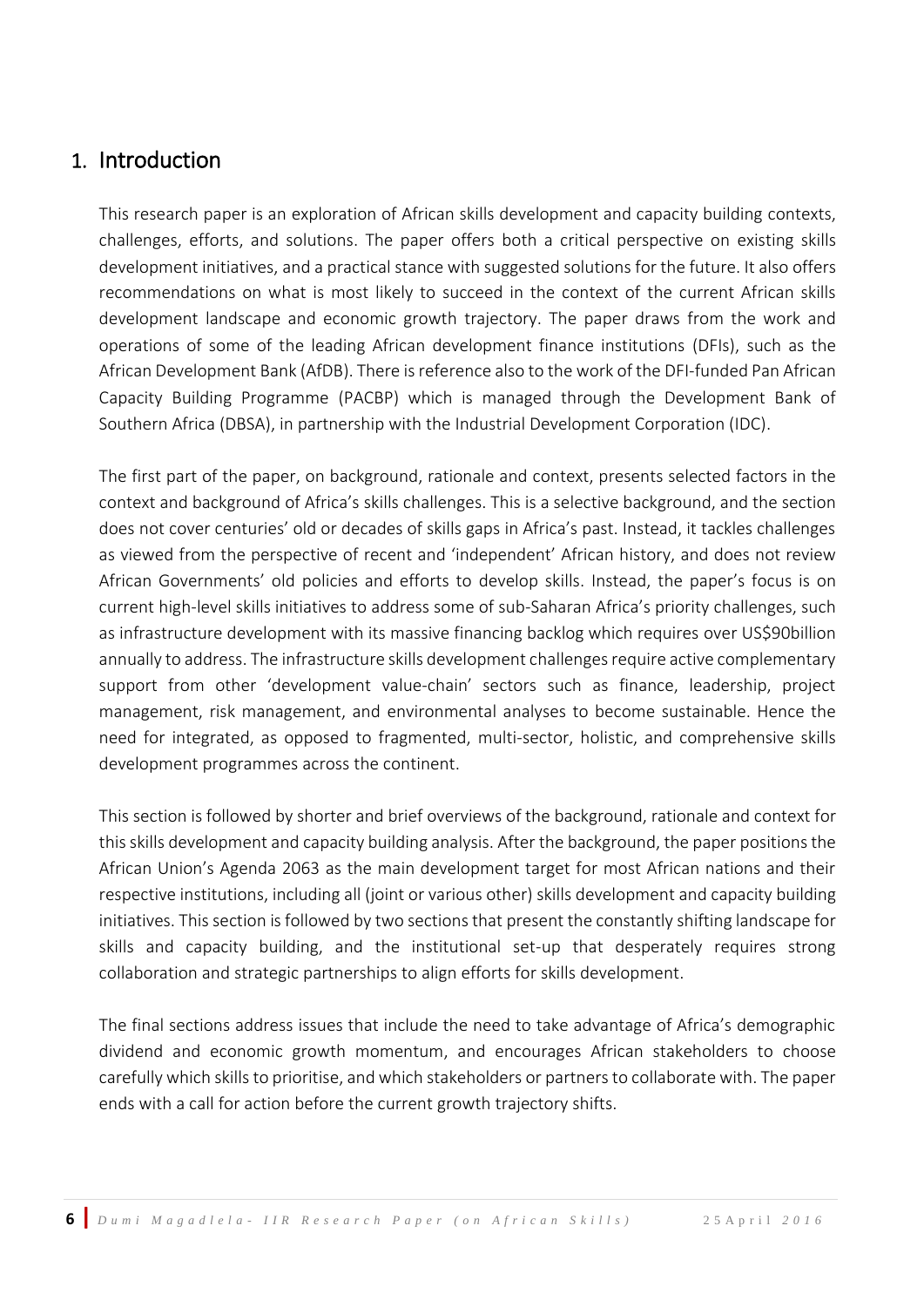## 1. Introduction

This research paper is an exploration of African skills development and capacity building contexts, challenges, efforts, and solutions. The paper offers both a critical perspective on existing skills development initiatives, and a practical stance with suggested solutions for the future. It also offers recommendations on what is most likely to succeed in the context of the current African skills development landscape and economic growth trajectory. The paper draws from the work and operations of some of the leading African development finance institutions (DFIs), such as the African Development Bank (AfDB). There is reference also to the work of the DFI-funded Pan African Capacity Building Programme (PACBP) which is managed through the Development Bank of Southern Africa (DBSA), in partnership with the Industrial Development Corporation (IDC).

The first part of the paper, on background, rationale and context, presents selected factors in the context and background of Africa's skills challenges. This is a selective background, and the section does not cover centuries' old or decades of skills gaps in Africa's past. Instead, it tackles challenges as viewed from the perspective of recent and 'independent' African history, and does not review African Governments' old policies and efforts to develop skills. Instead, the paper's focus is on current high-level skills initiatives to address some of sub-Saharan Africa's priority challenges, such as infrastructure development with its massive financing backlog which requires over US$90billion annually to address. The infrastructure skills development challenges require active complementary support from other 'development value-chain' sectors such as finance, leadership, project management, risk management, and environmental analyses to become sustainable. Hence the need for integrated, as opposed to fragmented, multi-sector, holistic, and comprehensive skills development programmes across the continent.

This section is followed by shorter and brief overviews of the background, rationale and context for this skills development and capacity building analysis. After the background, the paper positions the African Union's Agenda 2063 as the main development target for most African nations and their respective institutions, including all (joint or various other) skills development and capacity building initiatives. This section is followed by two sections that present the constantly shifting landscape for skills and capacity building, and the institutional set-up that desperately requires strong collaboration and strategic partnerships to align efforts for skills development.

The final sections address issues that include the need to take advantage of Africa's demographic dividend and economic growth momentum, and encourages African stakeholders to choose carefully which skills to prioritise, and which stakeholders or partners to collaborate with. The paper ends with a call for action before the current growth trajectory shifts.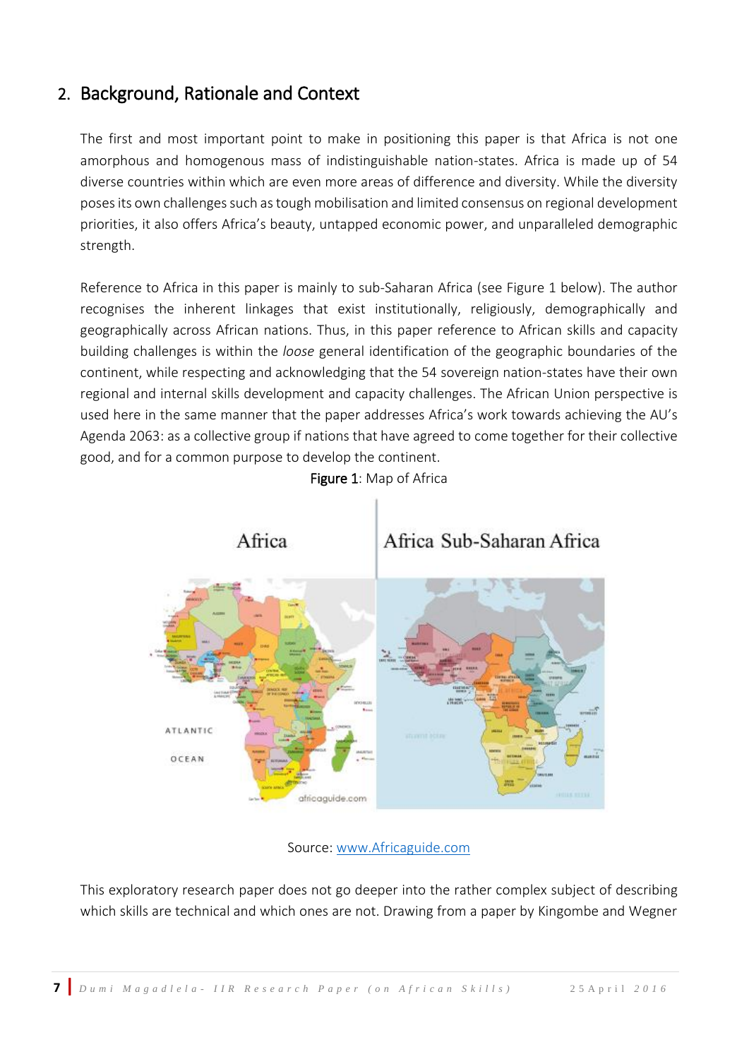## 2. Background, Rationale and Context

The first and most important point to make in positioning this paper is that Africa is not one amorphous and homogenous mass of indistinguishable nation-states. Africa is made up of 54 diverse countries within which are even more areas of difference and diversity. While the diversity poses its own challenges such as tough mobilisation and limited consensus on regional development priorities, it also offers Africa's beauty, untapped economic power, and unparalleled demographic strength.

Reference to Africa in this paper is mainly to sub-Saharan Africa (see Figure 1 below). The author recognises the inherent linkages that exist institutionally, religiously, demographically and geographically across African nations. Thus, in this paper reference to African skills and capacity building challenges is within the *loose* general identification of the geographic boundaries of the continent, while respecting and acknowledging that the 54 sovereign nation-states have their own regional and internal skills development and capacity challenges. The African Union perspective is used here in the same manner that the paper addresses Africa's work towards achieving the AU's Agenda 2063: as a collective group if nations that have agreed to come together for their collective good, and for a common purpose to develop the continent.

**Figure 1**: Map of Africa

Source: www.Africaguide.com

This exploratory research paper does not go deeper into the rather complex subject of describing which skills are technical and which ones are not. Drawing from a paper by Kingombe and Wegner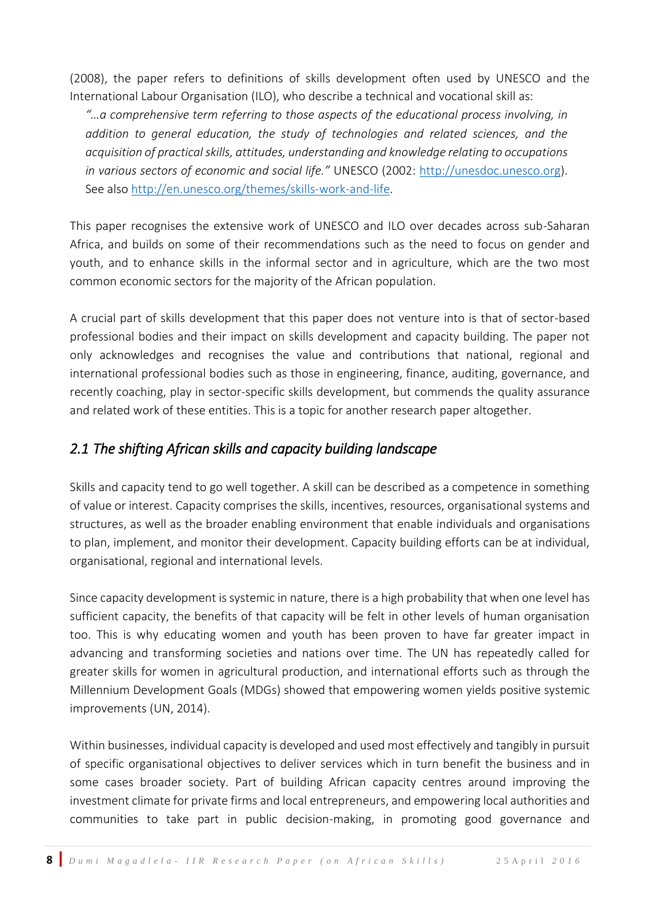(2008), the paper refers to definitions of skills development often used by UNESCO and the International Labour Organisation (ILO), who describe a technical and vocational skill as:

> *"…a comprehensive term referring to those aspects of the educational process involving, in addition to general education, the study of technologies and related sciences, and the acquisition of practical skills, attitudes, understanding and knowledge relating to occupations in various sectors of economic and social life."* UNESCO (2002: [http://unesdoc.unesco.org](http://unesdoc.unesco.org)). See also [http://en.unesco.org/themes/skills-work-and-life](http://en.unesco.org/themes/skills-work-and-life).

This paper recognises the extensive work of UNESCO and ILO over decades across sub-Saharan Africa, and builds on some of their recommendations such as the need to focus on gender and youth, and to enhance skills in the informal sector and in agriculture, which are the two most common economic sectors for the majority of the African population.

A crucial part of skills development that this paper does not venture into is that of sector-based professional bodies and their impact on skills development and capacity building. The paper not only acknowledges and recognises the value and contributions that national, regional and international professional bodies such as those in engineering, finance, auditing, governance, and recently coaching, play in sector-specific skills development, but commends the quality assurance and related work of these entities. This is a topic for another research paper altogether.

## *2.1 The shifting African skills and capacity building landscape*

Skills and capacity tend to go well together. A skill can be described as a competence in something of value or interest. Capacity comprises the skills, incentives, resources, organisational systems and structures, as well as the broader enabling environment that enable individuals and organisations to plan, implement, and monitor their development. Capacity building efforts can be at individual, organisational, regional and international levels.

Since capacity development is systemic in nature, there is a high probability that when one level has sufficient capacity, the benefits of that capacity will be felt in other levels of human organisation too. This is why educating women and youth has been proven to have far greater impact in advancing and transforming societies and nations over time. The UN has repeatedly called for greater skills for women in agricultural production, and international efforts such as through the Millennium Development Goals (MDGs) showed that empowering women yields positive systemic improvements (UN, 2014).

Within businesses, individual capacity is developed and used most effectively and tangibly in pursuit of specific organisational objectives to deliver services which in turn benefit the business and in some cases broader society. Part of building African capacity centres around improving the investment climate for private firms and local entrepreneurs, and empowering local authorities and communities to take part in public decision-making, in promoting good governance and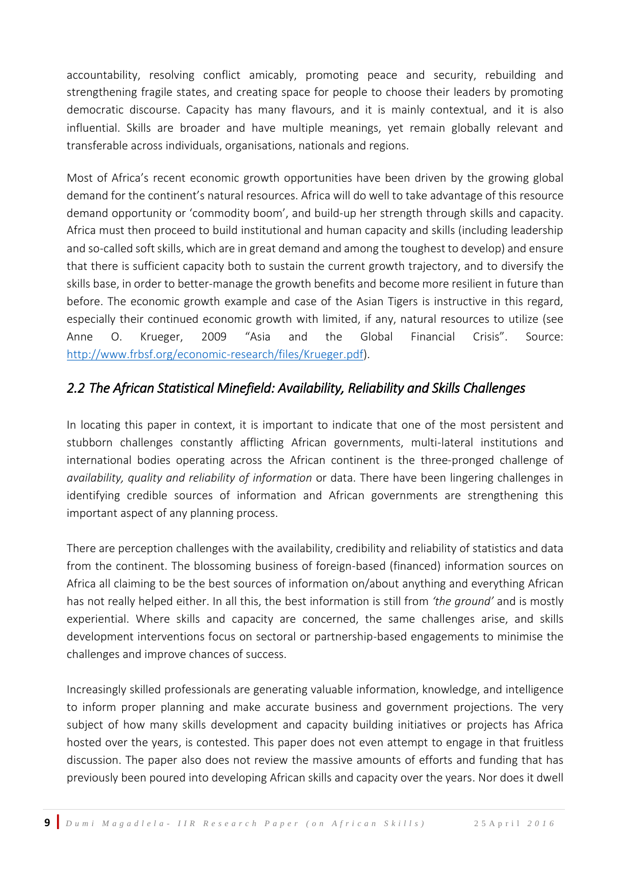accountability, resolving conflict amicably, promoting peace and security, rebuilding and strengthening fragile states, and creating space for people to choose their leaders by promoting democratic discourse. Capacity has many flavours, and it is mainly contextual, and it is also influential. Skills are broader and have multiple meanings, yet remain globally relevant and transferable across individuals, organisations, nationals and regions.

Most of Africa's recent economic growth opportunities have been driven by the growing global demand for the continent's natural resources. Africa will do well to take advantage of this resource demand opportunity or 'commodity boom', and build-up her strength through skills and capacity. Africa must then proceed to build institutional and human capacity and skills (including leadership and so-called soft skills, which are in great demand and among the toughest to develop) and ensure that there is sufficient capacity both to sustain the current growth trajectory, and to diversify the skills base, in order to better-manage the growth benefits and become more resilient in future than before. The economic growth example and case of the Asian Tigers is instructive in this regard, especially their continued economic growth with limited, if any, natural resources to utilize (see Anne O. Krueger, 2009 "Asia and the Global Financial Crisis". Source: http://www.frbsf.org/economic-research/files/Krueger.pdf).

## *2.2 The African Statistical Minefield: Availability, Reliability and Skills Challenges*

In locating this paper in context, it is important to indicate that one of the most persistent and stubborn challenges constantly afflicting African governments, multi-lateral institutions and international bodies operating across the African continent is the three-pronged challenge of *availability, quality and reliability of information* or data. There have been lingering challenges in identifying credible sources of information and African governments are strengthening this important aspect of any planning process.

There are perception challenges with the availability, credibility and reliability of statistics and data from the continent. The blossoming business of foreign-based (financed) information sources on Africa all claiming to be the best sources of information on/about anything and everything African has not really helped either. In all this, the best information is still from *'the ground'* and is mostly experiential. Where skills and capacity are concerned, the same challenges arise, and skills development interventions focus on sectoral or partnership-based engagements to minimise the challenges and improve chances of success.

Increasingly skilled professionals are generating valuable information, knowledge, and intelligence to inform proper planning and make accurate business and government projections. The very subject of how many skills development and capacity building initiatives or projects has Africa hosted over the years, is contested. This paper does not even attempt to engage in that fruitless discussion. The paper also does not review the massive amounts of efforts and funding that has previously been poured into developing African skills and capacity over the years. Nor does it dwell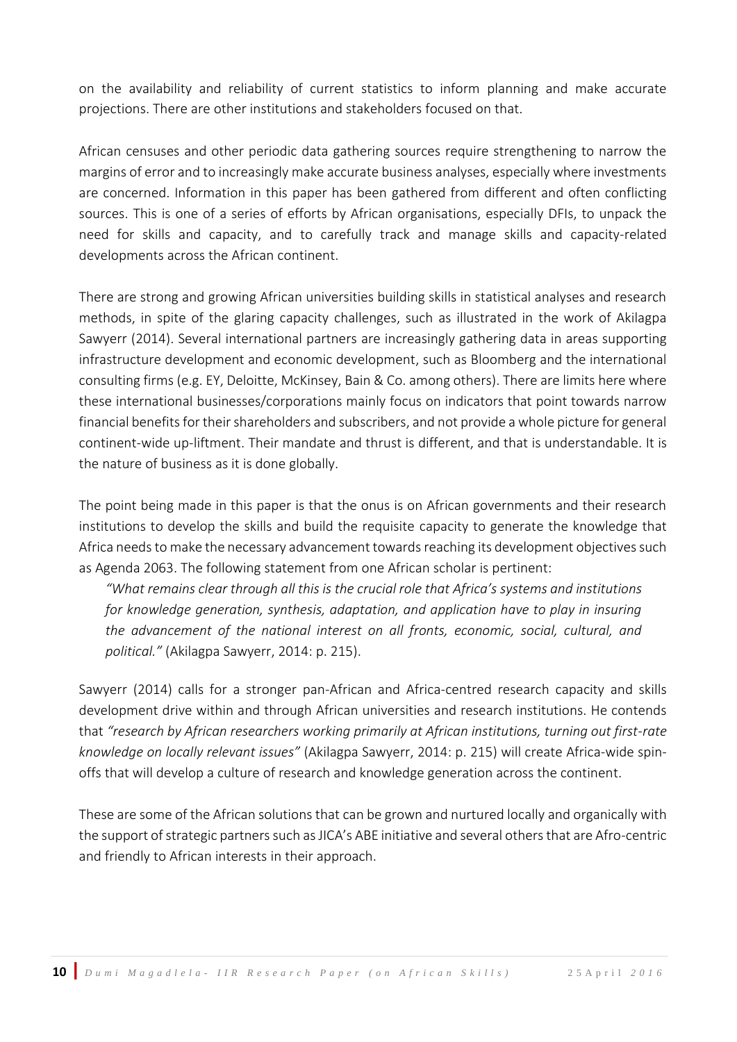on the availability and reliability of current statistics to inform planning and make accurate projections. There are other institutions and stakeholders focused on that.

African censuses and other periodic data gathering sources require strengthening to narrow the margins of error and to increasingly make accurate business analyses, especially where investments are concerned. Information in this paper has been gathered from different and often conflicting sources. This is one of a series of efforts by African organisations, especially DFIs, to unpack the need for skills and capacity, and to carefully track and manage skills and capacity-related developments across the African continent.

There are strong and growing African universities building skills in statistical analyses and research methods, in spite of the glaring capacity challenges, such as illustrated in the work of Akilagpa Sawyerr (2014). Several international partners are increasingly gathering data in areas supporting infrastructure development and economic development, such as Bloomberg and the international consulting firms (e.g. EY, Deloitte, McKinsey, Bain & Co. among others). There are limits here where these international businesses/corporations mainly focus on indicators that point towards narrow financial benefits for their shareholders and subscribers, and not provide a whole picture for general continent-wide up-liftment. Their mandate and thrust is different, and that is understandable. It is the nature of business as it is done globally.

The point being made in this paper is that the onus is on African governments and their research institutions to develop the skills and build the requisite capacity to generate the knowledge that Africa needs to make the necessary advancement towards reaching its development objectives such as Agenda 2063. The following statement from one African scholar is pertinent:

> *"What remains clear through all this is the crucial role that Africa's systems and institutions for knowledge generation, synthesis, adaptation, and application have to play in insuring the advancement of the national interest on all fronts, economic, social, cultural, and political."* (Akilagpa Sawyerr, 2014: p. 215).

Sawyerr (2014) calls for a stronger pan-African and Africa-centred research capacity and skills development drive within and through African universities and research institutions. He contends that *"research by African researchers working primarily at African institutions, turning out first-rate knowledge on locally relevant issues"* (Akilagpa Sawyerr, 2014: p. 215) will create Africa-wide spin-offs that will develop a culture of research and knowledge generation across the continent.

These are some of the African solutions that can be grown and nurtured locally and organically with the support of strategic partners such as JICA's ABE initiative and several others that are Afro-centric and friendly to African interests in their approach.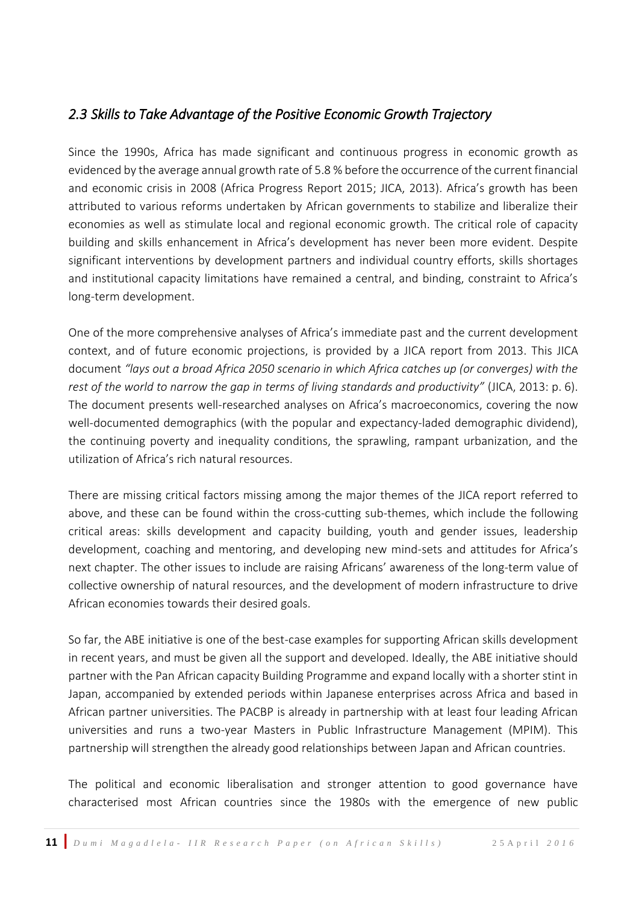## *2.3 Skills to Take Advantage of the Positive Economic Growth Trajectory*

Since the 1990s, Africa has made significant and continuous progress in economic growth as evidenced by the average annual growth rate of 5.8 % before the occurrence of the current financial and economic crisis in 2008 (Africa Progress Report 2015; JICA, 2013). Africa's growth has been attributed to various reforms undertaken by African governments to stabilize and liberalize their economies as well as stimulate local and regional economic growth. The critical role of capacity building and skills enhancement in Africa's development has never been more evident. Despite significant interventions by development partners and individual country efforts, skills shortages and institutional capacity limitations have remained a central, and binding, constraint to Africa's long-term development.

One of the more comprehensive analyses of Africa's immediate past and the current development context, and of future economic projections, is provided by a JICA report from 2013. This JICA document *"lays out a broad Africa 2050 scenario in which Africa catches up (or converges) with the rest of the world to narrow the gap in terms of living standards and productivity"* (JICA, 2013: p. 6). The document presents well-researched analyses on Africa's macroeconomics, covering the now well-documented demographics (with the popular and expectancy-laded demographic dividend), the continuing poverty and inequality conditions, the sprawling, rampant urbanization, and the utilization of Africa's rich natural resources.

There are missing critical factors missing among the major themes of the JICA report referred to above, and these can be found within the cross-cutting sub-themes, which include the following critical areas: skills development and capacity building, youth and gender issues, leadership development, coaching and mentoring, and developing new mind-sets and attitudes for Africa's next chapter. The other issues to include are raising Africans' awareness of the long-term value of collective ownership of natural resources, and the development of modern infrastructure to drive African economies towards their desired goals.

So far, the ABE initiative is one of the best-case examples for supporting African skills development in recent years, and must be given all the support and developed. Ideally, the ABE initiative should partner with the Pan African capacity Building Programme and expand locally with a shorter stint in Japan, accompanied by extended periods within Japanese enterprises across Africa and based in African partner universities. The PACBP is already in partnership with at least four leading African universities and runs a two-year Masters in Public Infrastructure Management (MPIM). This partnership will strengthen the already good relationships between Japan and African countries.

The political and economic liberalisation and stronger attention to good governance have characterised most African countries since the 1980s with the emergence of new public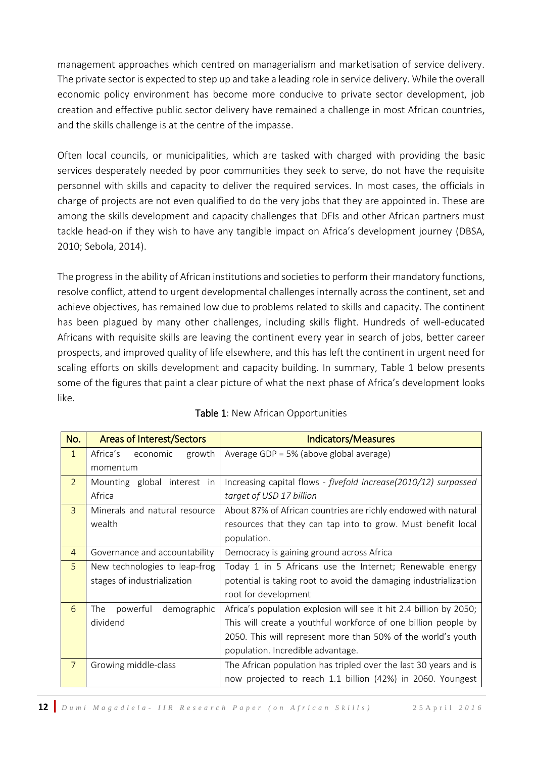management approaches which centred on managerialism and marketisation of service delivery. The private sector is expected to step up and take a leading role in service delivery. While the overall economic policy environment has become more conducive to private sector development, job creation and effective public sector delivery have remained a challenge in most African countries, and the skills challenge is at the centre of the impasse.

Often local councils, or municipalities, which are tasked with charged with providing the basic services desperately needed by poor communities they seek to serve, do not have the requisite personnel with skills and capacity to deliver the required services. In most cases, the officials in charge of projects are not even qualified to do the very jobs that they are appointed in. These are among the skills development and capacity challenges that DFIs and other African partners must tackle head-on if they wish to have any tangible impact on Africa's development journey (DBSA, 2010; Sebola, 2014).

The progress in the ability of African institutions and societies to perform their mandatory functions, resolve conflict, attend to urgent developmental challenges internally across the continent, set and achieve objectives, has remained low due to problems related to skills and capacity. The continent has been plagued by many other challenges, including skills flight. Hundreds of well-educated Africans with requisite skills are leaving the continent every year in search of jobs, better career prospects, and improved quality of life elsewhere, and this has left the continent in urgent need for scaling efforts on skills development and capacity building. In summary, Table 1 below presents some of the figures that paint a clear picture of what the next phase of Africa's development looks like.

**Table 1**: New African Opportunities

| No. | Areas of Interest/Sectors | Indicators/Measures |
|---|---|---|
| 1 | Africa's economic growth momentum | Average GDP = 5% (above global average) |
| 2 | Mounting global interest in Africa | Increasing capital flows - *fivefold increase(2010/12) surpassed target of USD 17 billion* |
| 3 | Minerals and natural resource wealth | About 87% of African countries are richly endowed with natural resources that they can tap into to grow. Must benefit local population. |
| 4 | Governance and accountability | Democracy is gaining ground across Africa |
| 5 | New technologies to leap-frog stages of industrialization | Today 1 in 5 Africans use the Internet; Renewable energy potential is taking root to avoid the damaging industrialization root for development |
| 6 | The powerful demographic dividend | Africa's population explosion will see it hit 2.4 billion by 2050; This will create a youthful workforce of one billion people by 2050. This will represent more than 50% of the world's youth population. Incredible advantage. |
| 7 | Growing middle-class | The African population has tripled over the last 30 years and is now projected to reach 1.1 billion (42%) in 2060. Youngest |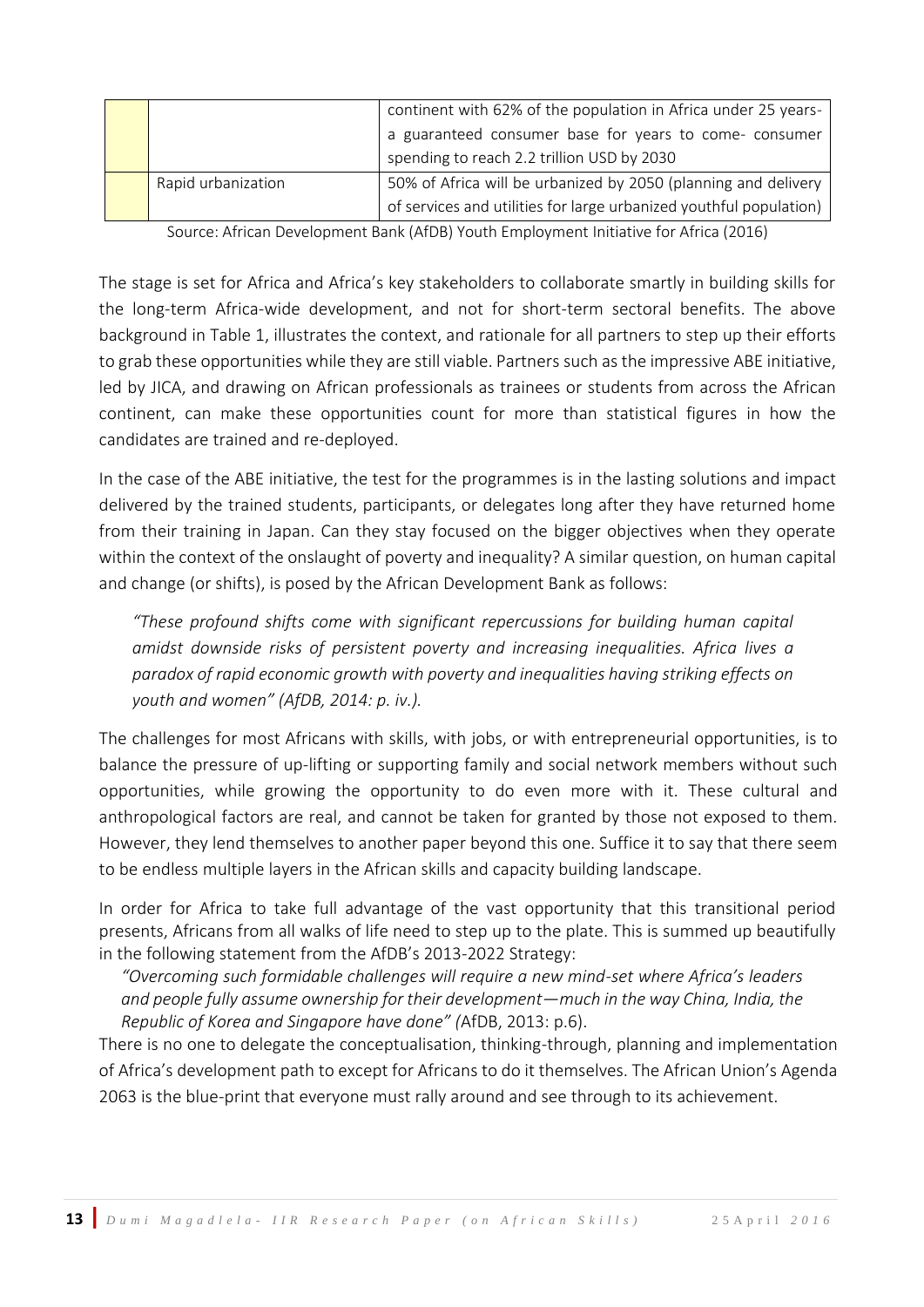| | | |
|---|---|---|
| | | continent with 62% of the population in Africa under 25 years- a guaranteed consumer base for years to come- consumer spending to reach 2.2 trillion USD by 2030 |
| | Rapid urbanization | 50% of Africa will be urbanized by 2050 (planning and delivery of services and utilities for large urbanized youthful population) |

Source: African Development Bank (AfDB) Youth Employment Initiative for Africa (2016)

The stage is set for Africa and Africa's key stakeholders to collaborate smartly in building skills for the long-term Africa-wide development, and not for short-term sectoral benefits. The above background in Table 1, illustrates the context, and rationale for all partners to step up their efforts to grab these opportunities while they are still viable. Partners such as the impressive ABE initiative, led by JICA, and drawing on African professionals as trainees or students from across the African continent, can make these opportunities count for more than statistical figures in how the candidates are trained and re-deployed.

In the case of the ABE initiative, the test for the programmes is in the lasting solutions and impact delivered by the trained students, participants, or delegates long after they have returned home from their training in Japan. Can they stay focused on the bigger objectives when they operate within the context of the onslaught of poverty and inequality? A similar question, on human capital and change (or shifts), is posed by the African Development Bank as follows:

> *"These profound shifts come with significant repercussions for building human capital amidst downside risks of persistent poverty and increasing inequalities. Africa lives a paradox of rapid economic growth with poverty and inequalities having striking effects on youth and women" (AfDB, 2014: p. iv.).*

The challenges for most Africans with skills, with jobs, or with entrepreneurial opportunities, is to balance the pressure of up-lifting or supporting family and social network members without such opportunities, while growing the opportunity to do even more with it. These cultural and anthropological factors are real, and cannot be taken for granted by those not exposed to them. However, they lend themselves to another paper beyond this one. Suffice it to say that there seem to be endless multiple layers in the African skills and capacity building landscape.

In order for Africa to take full advantage of the vast opportunity that this transitional period presents, Africans from all walks of life need to step up to the plate. This is summed up beautifully in the following statement from the AfDB's 2013-2022 Strategy:

> *"Overcoming such formidable challenges will require a new mind-set where Africa's leaders and people fully assume ownership for their development—much in the way China, India, the Republic of Korea and Singapore have done" (*AfDB, 2013: p.6).

There is no one to delegate the conceptualisation, thinking-through, planning and implementation of Africa's development path to except for Africans to do it themselves. The African Union's Agenda 2063 is the blue-print that everyone must rally around and see through to its achievement.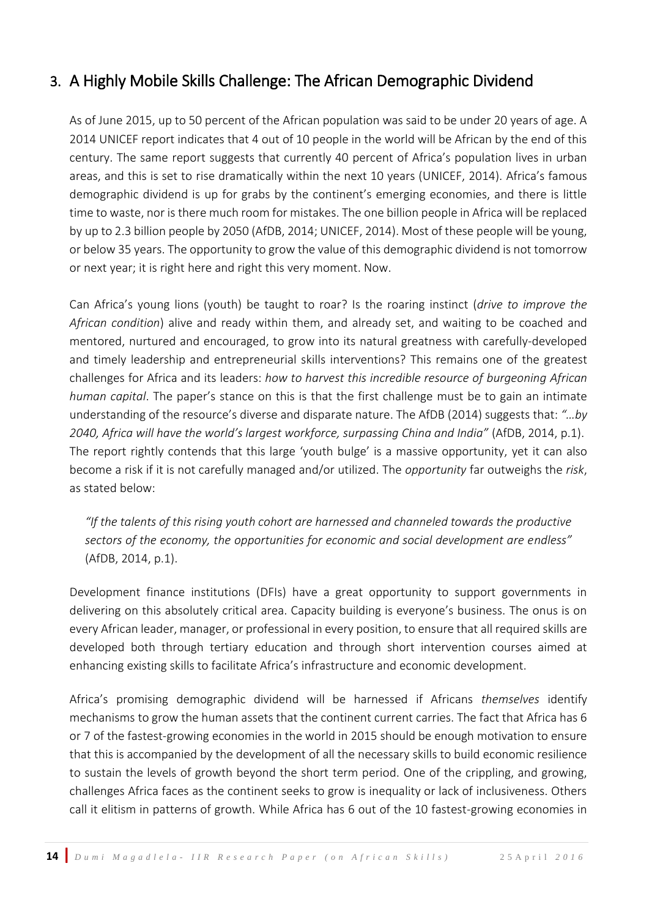## 3. A Highly Mobile Skills Challenge: The African Demographic Dividend

As of June 2015, up to 50 percent of the African population was said to be under 20 years of age. A 2014 UNICEF report indicates that 4 out of 10 people in the world will be African by the end of this century. The same report suggests that currently 40 percent of Africa's population lives in urban areas, and this is set to rise dramatically within the next 10 years (UNICEF, 2014). Africa's famous demographic dividend is up for grabs by the continent's emerging economies, and there is little time to waste, nor is there much room for mistakes. The one billion people in Africa will be replaced by up to 2.3 billion people by 2050 (AfDB, 2014; UNICEF, 2014). Most of these people will be young, or below 35 years. The opportunity to grow the value of this demographic dividend is not tomorrow or next year; it is right here and right this very moment. Now.

Can Africa's young lions (youth) be taught to roar? Is the roaring instinct (*drive to improve the African condition*) alive and ready within them, and already set, and waiting to be coached and mentored, nurtured and encouraged, to grow into its natural greatness with carefully-developed and timely leadership and entrepreneurial skills interventions? This remains one of the greatest challenges for Africa and its leaders: *how to harvest this incredible resource of burgeoning African human capital*. The paper's stance on this is that the first challenge must be to gain an intimate understanding of the resource's diverse and disparate nature. The AfDB (2014) suggests that: *"…by 2040, Africa will have the world's largest workforce, surpassing China and India"* (AfDB, 2014, p.1). The report rightly contends that this large 'youth bulge' is a massive opportunity, yet it can also become a risk if it is not carefully managed and/or utilized. The *opportunity* far outweighs the *risk*, as stated below:

> *"If the talents of this rising youth cohort are harnessed and channeled towards the productive sectors of the economy, the opportunities for economic and social development are endless"* (AfDB, 2014, p.1).

Development finance institutions (DFIs) have a great opportunity to support governments in delivering on this absolutely critical area. Capacity building is everyone's business. The onus is on every African leader, manager, or professional in every position, to ensure that all required skills are developed both through tertiary education and through short intervention courses aimed at enhancing existing skills to facilitate Africa's infrastructure and economic development.

Africa's promising demographic dividend will be harnessed if Africans *themselves* identify mechanisms to grow the human assets that the continent current carries. The fact that Africa has 6 or 7 of the fastest-growing economies in the world in 2015 should be enough motivation to ensure that this is accompanied by the development of all the necessary skills to build economic resilience to sustain the levels of growth beyond the short term period. One of the crippling, and growing, challenges Africa faces as the continent seeks to grow is inequality or lack of inclusiveness. Others call it elitism in patterns of growth. While Africa has 6 out of the 10 fastest-growing economies in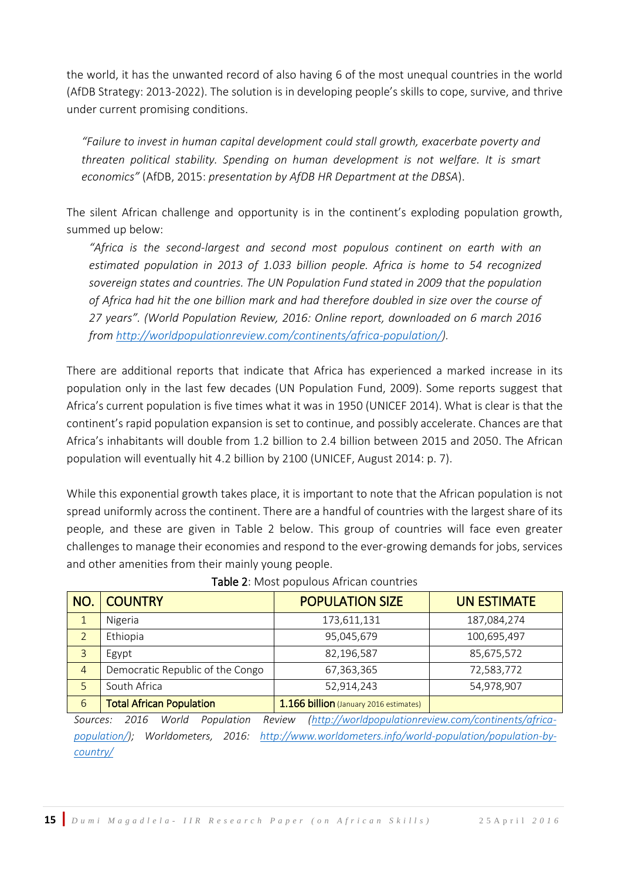the world, it has the unwanted record of also having 6 of the most unequal countries in the world (AfDB Strategy: 2013-2022). The solution is in developing people's skills to cope, survive, and thrive under current promising conditions.

> *"Failure to invest in human capital development could stall growth, exacerbate poverty and threaten political stability. Spending on human development is not welfare. It is smart economics"* (AfDB, 2015: *presentation by AfDB HR Department at the DBSA*).

The silent African challenge and opportunity is in the continent's exploding population growth, summed up below:

> *"Africa is the second-largest and second most populous continent on earth with an estimated population in 2013 of 1.033 billion people. Africa is home to 54 recognized sovereign states and countries. The UN Population Fund stated in 2009 that the population of Africa had hit the one billion mark and had therefore doubled in size over the course of 27 years". (World Population Review, 2016: Online report, downloaded on 6 march 2016 from http://worldpopulationreview.com/continents/africa-population/).*

There are additional reports that indicate that Africa has experienced a marked increase in its population only in the last few decades (UN Population Fund, 2009). Some reports suggest that Africa's current population is five times what it was in 1950 (UNICEF 2014). What is clear is that the continent's rapid population expansion is set to continue, and possibly accelerate. Chances are that Africa's inhabitants will double from 1.2 billion to 2.4 billion between 2015 and 2050. The African population will eventually hit 4.2 billion by 2100 (UNICEF, August 2014: p. 7).

While this exponential growth takes place, it is important to note that the African population is not spread uniformly across the continent. There are a handful of countries with the largest share of its people, and these are given in Table 2 below. This group of countries will face even greater challenges to manage their economies and respond to the ever-growing demands for jobs, services and other amenities from their mainly young people.

**Table 2**: Most populous African countries

| NO. | COUNTRY | POPULATION SIZE | UN ESTIMATE |
|---|---|---|---|
| 1 | Nigeria | 173,611,131 | 187,084,274 |
| 2 | Ethiopia | 95,045,679 | 100,695,497 |
| 3 | Egypt | 82,196,587 | 85,675,572 |
| 4 | Democratic Republic of the Congo | 67,363,365 | 72,583,772 |
| 5 | South Africa | 52,914,243 | 54,978,907 |
| 6 | **Total African Population** | **1.166 billion** (January 2016 estimates) | |

*Sources: 2016 World Population Review (http://worldpopulationreview.com/continents/africa-population/); Worldometers, 2016: http://www.worldometers.info/world-population/population-by-country/*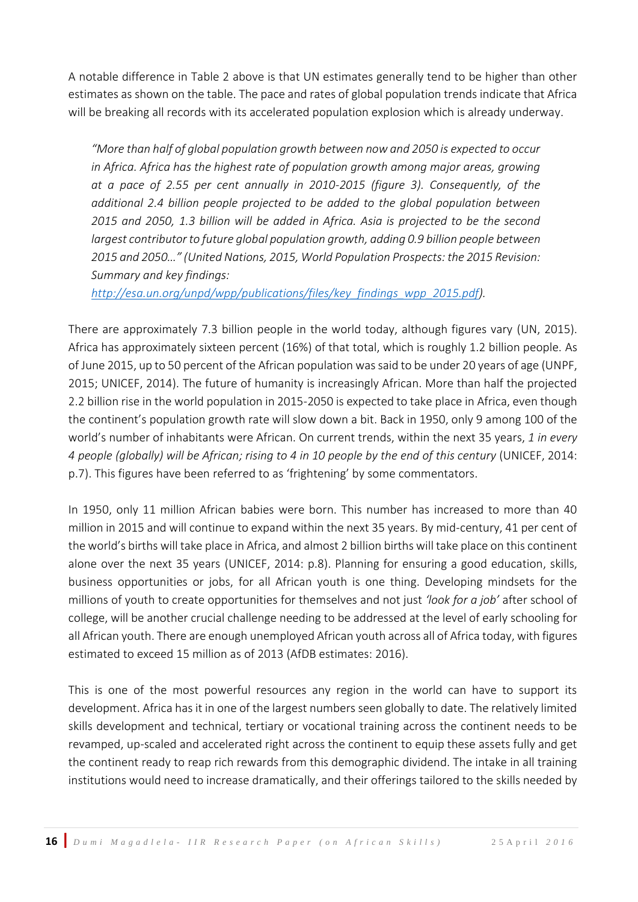A notable difference in Table 2 above is that UN estimates generally tend to be higher than other estimates as shown on the table. The pace and rates of global population trends indicate that Africa will be breaking all records with its accelerated population explosion which is already underway.

> *"More than half of global population growth between now and 2050 is expected to occur in Africa. Africa has the highest rate of population growth among major areas, growing at a pace of 2.55 per cent annually in 2010-2015 (figure 3). Consequently, of the additional 2.4 billion people projected to be added to the global population between 2015 and 2050, 1.3 billion will be added in Africa. Asia is projected to be the second largest contributor to future global population growth, adding 0.9 billion people between 2015 and 2050…" (United Nations, 2015, World Population Prospects: the 2015 Revision: Summary and key findings: [http://esa.un.org/unpd/wpp/publications/files/key_findings_wpp_2015.pdf](http://esa.un.org/unpd/wpp/publications/files/key_findings_wpp_2015.pdf)).*

There are approximately 7.3 billion people in the world today, although figures vary (UN, 2015). Africa has approximately sixteen percent (16%) of that total, which is roughly 1.2 billion people. As of June 2015, up to 50 percent of the African population was said to be under 20 years of age (UNPF, 2015; UNICEF, 2014). The future of humanity is increasingly African. More than half the projected 2.2 billion rise in the world population in 2015-2050 is expected to take place in Africa, even though the continent's population growth rate will slow down a bit. Back in 1950, only 9 among 100 of the world's number of inhabitants were African. On current trends, within the next 35 years, *1 in every 4 people (globally) will be African; rising to 4 in 10 people by the end of this century* (UNICEF, 2014: p.7). This figures have been referred to as 'frightening' by some commentators.

In 1950, only 11 million African babies were born. This number has increased to more than 40 million in 2015 and will continue to expand within the next 35 years. By mid-century, 41 per cent of the world's births will take place in Africa, and almost 2 billion births will take place on this continent alone over the next 35 years (UNICEF, 2014: p.8). Planning for ensuring a good education, skills, business opportunities or jobs, for all African youth is one thing. Developing mindsets for the millions of youth to create opportunities for themselves and not just *'look for a job'* after school of college, will be another crucial challenge needing to be addressed at the level of early schooling for all African youth. There are enough unemployed African youth across all of Africa today, with figures estimated to exceed 15 million as of 2013 (AfDB estimates: 2016).

This is one of the most powerful resources any region in the world can have to support its development. Africa has it in one of the largest numbers seen globally to date. The relatively limited skills development and technical, tertiary or vocational training across the continent needs to be revamped, up-scaled and accelerated right across the continent to equip these assets fully and get the continent ready to reap rich rewards from this demographic dividend. The intake in all training institutions would need to increase dramatically, and their offerings tailored to the skills needed by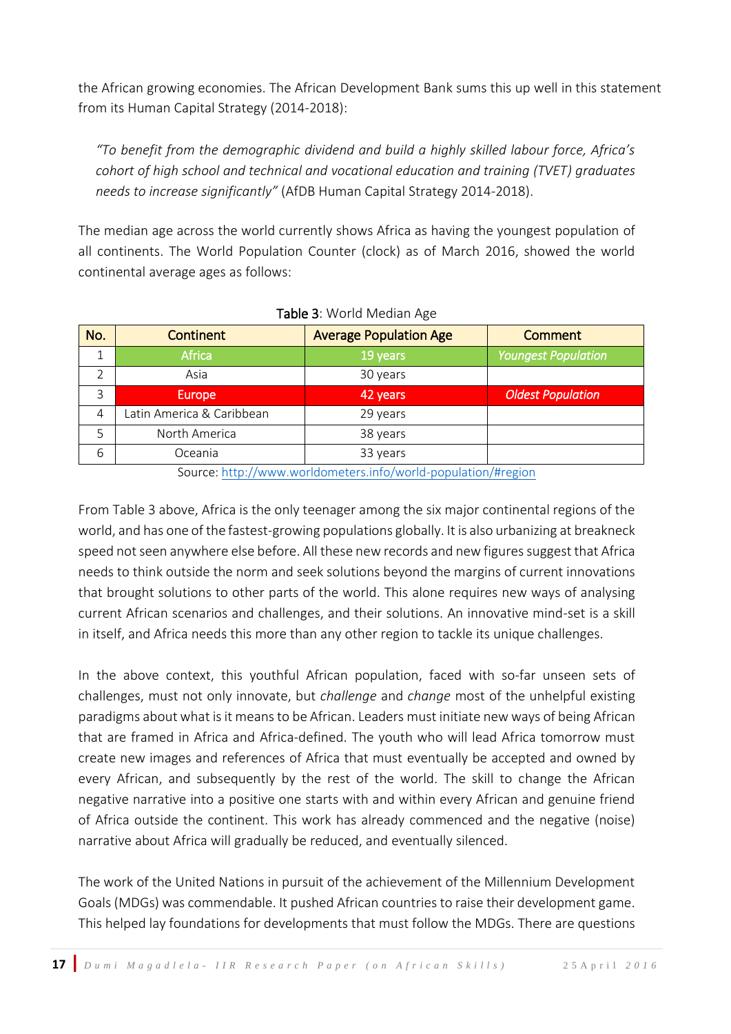the African growing economies. The African Development Bank sums this up well in this statement from its Human Capital Strategy (2014-2018):

> *"To benefit from the demographic dividend and build a highly skilled labour force, Africa's cohort of high school and technical and vocational education and training (TVET) graduates needs to increase significantly"* (AfDB Human Capital Strategy 2014-2018).

The median age across the world currently shows Africa as having the youngest population of all continents. The World Population Counter (clock) as of March 2016, showed the world continental average ages as follows:

**Table 3**: World Median Age

| No. | Continent | Average Population Age | Comment |
|---|---|---|---|
| 1 | Africa | 19 years | *Youngest Population* |
| 2 | Asia | 30 years | |
| 3 | Europe | 42 years | *Oldest Population* |
| 4 | Latin America & Caribbean | 29 years | |
| 5 | North America | 38 years | |
| 6 | Oceania | 33 years | |

Source: http://www.worldometers.info/world-population/#region

From Table 3 above, Africa is the only teenager among the six major continental regions of the world, and has one of the fastest-growing populations globally. It is also urbanizing at breakneck speed not seen anywhere else before. All these new records and new figures suggest that Africa needs to think outside the norm and seek solutions beyond the margins of current innovations that brought solutions to other parts of the world. This alone requires new ways of analysing current African scenarios and challenges, and their solutions. An innovative mind-set is a skill in itself, and Africa needs this more than any other region to tackle its unique challenges.

In the above context, this youthful African population, faced with so-far unseen sets of challenges, must not only innovate, but *challenge* and *change* most of the unhelpful existing paradigms about what is it means to be African. Leaders must initiate new ways of being African that are framed in Africa and Africa-defined. The youth who will lead Africa tomorrow must create new images and references of Africa that must eventually be accepted and owned by every African, and subsequently by the rest of the world. The skill to change the African negative narrative into a positive one starts with and within every African and genuine friend of Africa outside the continent. This work has already commenced and the negative (noise) narrative about Africa will gradually be reduced, and eventually silenced.

The work of the United Nations in pursuit of the achievement of the Millennium Development Goals (MDGs) was commendable. It pushed African countries to raise their development game. This helped lay foundations for developments that must follow the MDGs. There are questions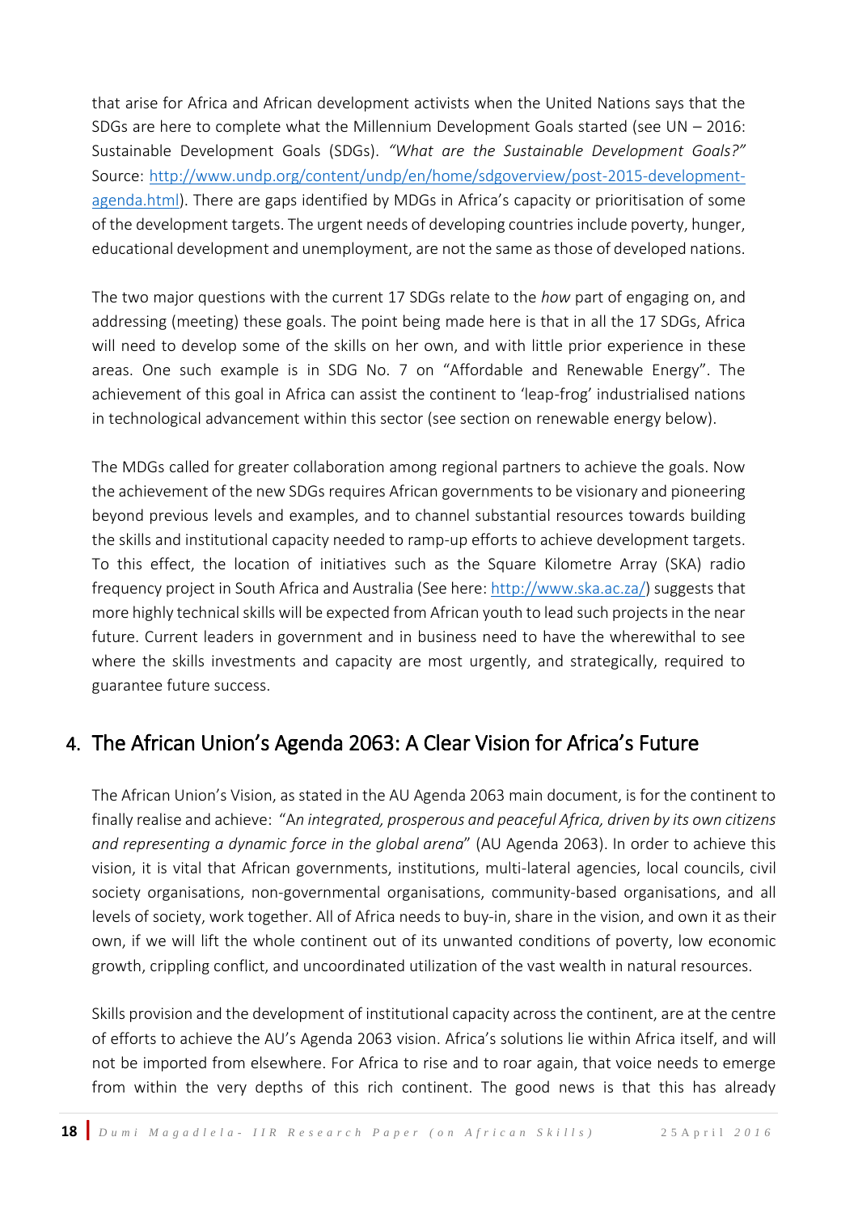that arise for Africa and African development activists when the United Nations says that the SDGs are here to complete what the Millennium Development Goals started (see UN – 2016: Sustainable Development Goals (SDGs). *"What are the Sustainable Development Goals?"* Source: [http://www.undp.org/content/undp/en/home/sdgoverview/post-2015-development-agenda.html](http://www.undp.org/content/undp/en/home/sdgoverview/post-2015-development-agenda.html)). There are gaps identified by MDGs in Africa's capacity or prioritisation of some of the development targets. The urgent needs of developing countries include poverty, hunger, educational development and unemployment, are not the same as those of developed nations.

The two major questions with the current 17 SDGs relate to the *how* part of engaging on, and addressing (meeting) these goals. The point being made here is that in all the 17 SDGs, Africa will need to develop some of the skills on her own, and with little prior experience in these areas. One such example is in SDG No. 7 on "Affordable and Renewable Energy". The achievement of this goal in Africa can assist the continent to 'leap-frog' industrialised nations in technological advancement within this sector (see section on renewable energy below).

The MDGs called for greater collaboration among regional partners to achieve the goals. Now the achievement of the new SDGs requires African governments to be visionary and pioneering beyond previous levels and examples, and to channel substantial resources towards building the skills and institutional capacity needed to ramp-up efforts to achieve development targets. To this effect, the location of initiatives such as the Square Kilometre Array (SKA) radio frequency project in South Africa and Australia (See here: [http://www.ska.ac.za/](http://www.ska.ac.za/)) suggests that more highly technical skills will be expected from African youth to lead such projects in the near future. Current leaders in government and in business need to have the wherewithal to see where the skills investments and capacity are most urgently, and strategically, required to guarantee future success.

## 4. The African Union's Agenda 2063: A Clear Vision for Africa's Future

The African Union's Vision, as stated in the AU Agenda 2063 main document, is for the continent to finally realise and achieve: "A*n integrated, prosperous and peaceful Africa, driven by its own citizens and representing a dynamic force in the global arena*" (AU Agenda 2063). In order to achieve this vision, it is vital that African governments, institutions, multi-lateral agencies, local councils, civil society organisations, non-governmental organisations, community-based organisations, and all levels of society, work together. All of Africa needs to buy-in, share in the vision, and own it as their own, if we will lift the whole continent out of its unwanted conditions of poverty, low economic growth, crippling conflict, and uncoordinated utilization of the vast wealth in natural resources.

Skills provision and the development of institutional capacity across the continent, are at the centre of efforts to achieve the AU's Agenda 2063 vision. Africa's solutions lie within Africa itself, and will not be imported from elsewhere. For Africa to rise and to roar again, that voice needs to emerge from within the very depths of this rich continent. The good news is that this has already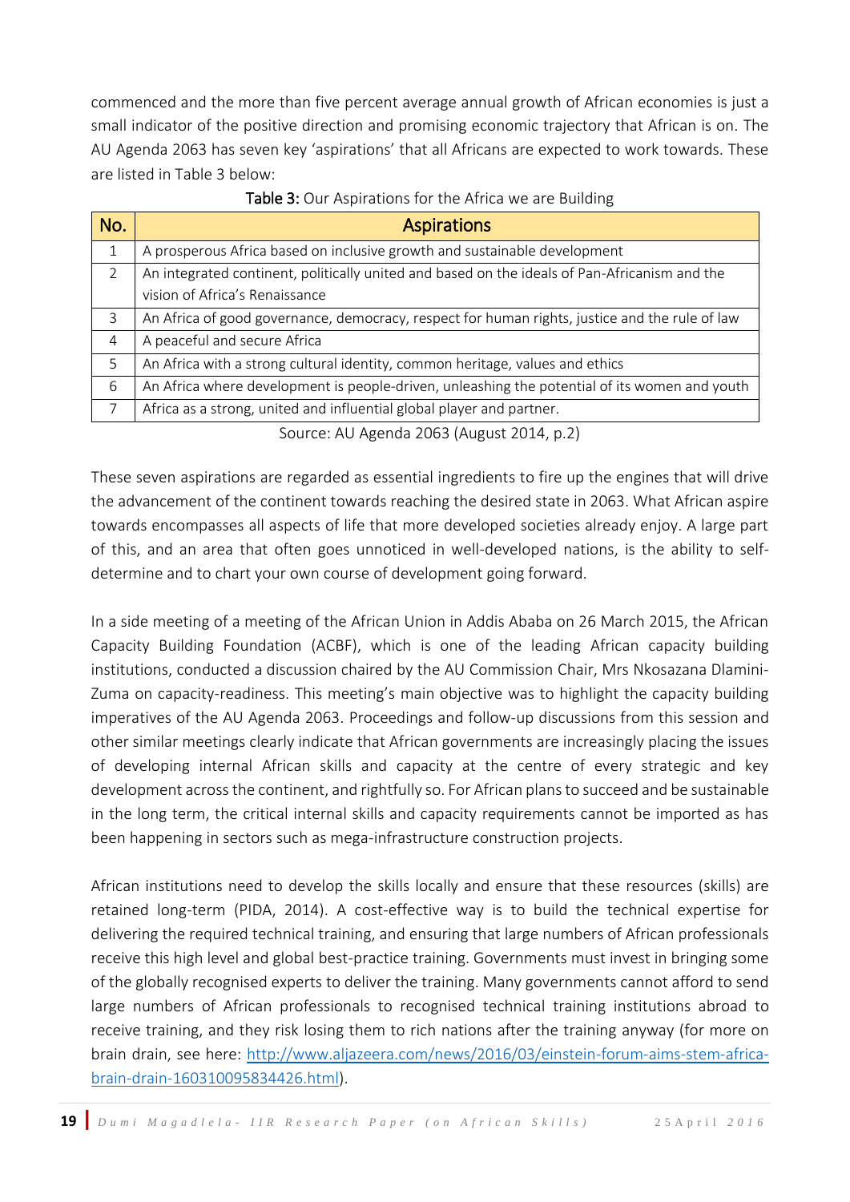commenced and the more than five percent average annual growth of African economies is just a small indicator of the positive direction and promising economic trajectory that African is on. The AU Agenda 2063 has seven key 'aspirations' that all Africans are expected to work towards. These are listed in Table 3 below:

**Table 3:** Our Aspirations for the Africa we are Building

| No. | Aspirations |
|---|---|
| 1 | A prosperous Africa based on inclusive growth and sustainable development |
| 2 | An integrated continent, politically united and based on the ideals of Pan-Africanism and the vision of Africa's Renaissance |
| 3 | An Africa of good governance, democracy, respect for human rights, justice and the rule of law |
| 4 | A peaceful and secure Africa |
| 5 | An Africa with a strong cultural identity, common heritage, values and ethics |
| 6 | An Africa where development is people-driven, unleashing the potential of its women and youth |
| 7 | Africa as a strong, united and influential global player and partner. |

Source: AU Agenda 2063 (August 2014, p.2)

These seven aspirations are regarded as essential ingredients to fire up the engines that will drive the advancement of the continent towards reaching the desired state in 2063. What African aspire towards encompasses all aspects of life that more developed societies already enjoy. A large part of this, and an area that often goes unnoticed in well-developed nations, is the ability to self-determine and to chart your own course of development going forward.

In a side meeting of a meeting of the African Union in Addis Ababa on 26 March 2015, the African Capacity Building Foundation (ACBF), which is one of the leading African capacity building institutions, conducted a discussion chaired by the AU Commission Chair, Mrs Nkosazana Dlamini-Zuma on capacity-readiness. This meeting's main objective was to highlight the capacity building imperatives of the AU Agenda 2063. Proceedings and follow-up discussions from this session and other similar meetings clearly indicate that African governments are increasingly placing the issues of developing internal African skills and capacity at the centre of every strategic and key development across the continent, and rightfully so. For African plans to succeed and be sustainable in the long term, the critical internal skills and capacity requirements cannot be imported as has been happening in sectors such as mega-infrastructure construction projects.

African institutions need to develop the skills locally and ensure that these resources (skills) are retained long-term (PIDA, 2014). A cost-effective way is to build the technical expertise for delivering the required technical training, and ensuring that large numbers of African professionals receive this high level and global best-practice training. Governments must invest in bringing some of the globally recognised experts to deliver the training. Many governments cannot afford to send large numbers of African professionals to recognised technical training institutions abroad to receive training, and they risk losing them to rich nations after the training anyway (for more on brain drain, see here: [http://www.aljazeera.com/news/2016/03/einstein-forum-aims-stem-africa-brain-drain-160310095834426.html](http://www.aljazeera.com/news/2016/03/einstein-forum-aims-stem-africa-brain-drain-160310095834426.html)).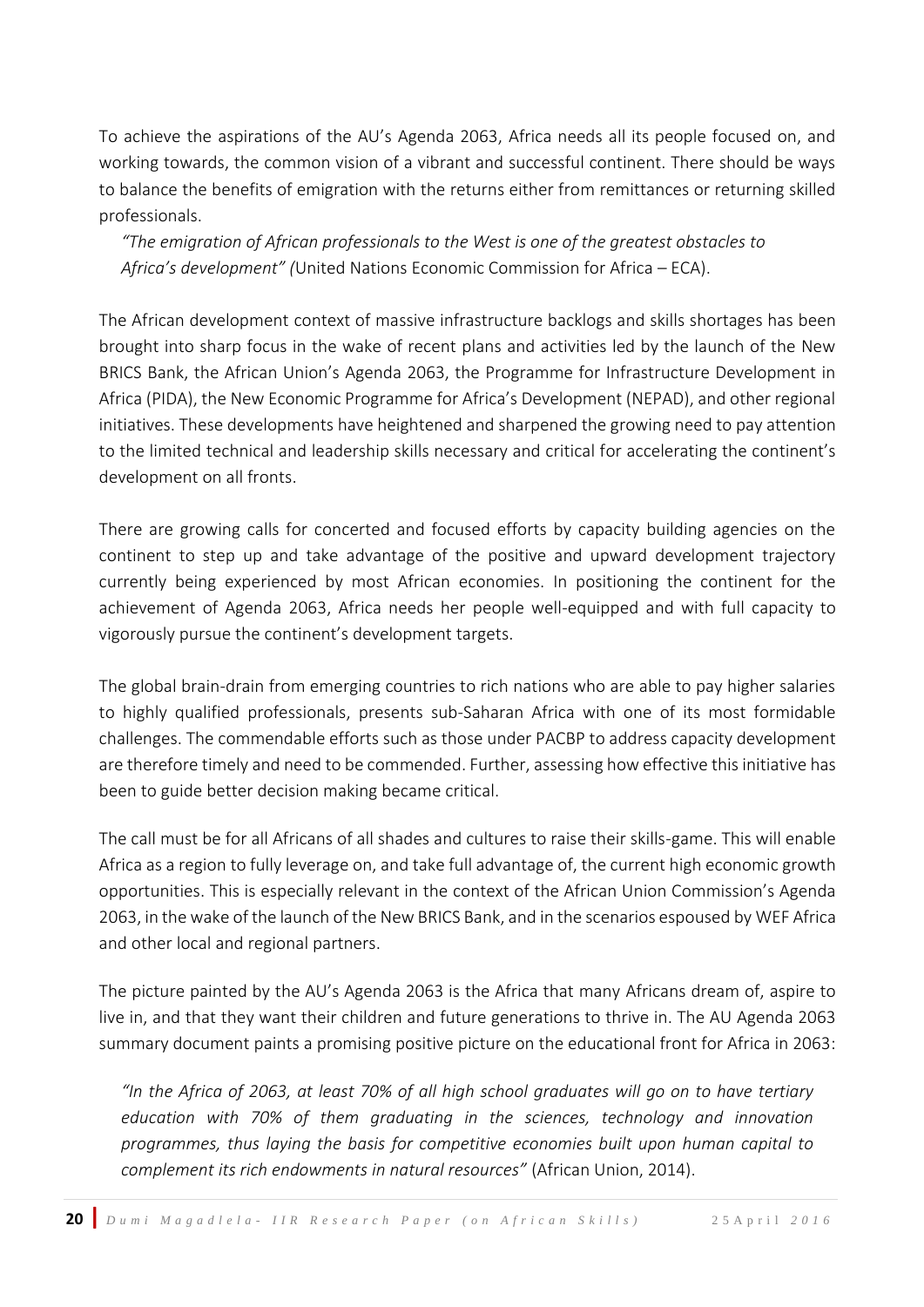To achieve the aspirations of the AU's Agenda 2063, Africa needs all its people focused on, and working towards, the common vision of a vibrant and successful continent. There should be ways to balance the benefits of emigration with the returns either from remittances or returning skilled professionals.

*"The emigration of African professionals to the West is one of the greatest obstacles to Africa's development" (*United Nations Economic Commission for Africa – ECA).

The African development context of massive infrastructure backlogs and skills shortages has been brought into sharp focus in the wake of recent plans and activities led by the launch of the New BRICS Bank, the African Union's Agenda 2063, the Programme for Infrastructure Development in Africa (PIDA), the New Economic Programme for Africa's Development (NEPAD), and other regional initiatives. These developments have heightened and sharpened the growing need to pay attention to the limited technical and leadership skills necessary and critical for accelerating the continent's development on all fronts.

There are growing calls for concerted and focused efforts by capacity building agencies on the continent to step up and take advantage of the positive and upward development trajectory currently being experienced by most African economies. In positioning the continent for the achievement of Agenda 2063, Africa needs her people well-equipped and with full capacity to vigorously pursue the continent's development targets.

The global brain-drain from emerging countries to rich nations who are able to pay higher salaries to highly qualified professionals, presents sub-Saharan Africa with one of its most formidable challenges. The commendable efforts such as those under PACBP to address capacity development are therefore timely and need to be commended. Further, assessing how effective this initiative has been to guide better decision making became critical.

The call must be for all Africans of all shades and cultures to raise their skills-game. This will enable Africa as a region to fully leverage on, and take full advantage of, the current high economic growth opportunities. This is especially relevant in the context of the African Union Commission's Agenda 2063, in the wake of the launch of the New BRICS Bank, and in the scenarios espoused by WEF Africa and other local and regional partners.

The picture painted by the AU's Agenda 2063 is the Africa that many Africans dream of, aspire to live in, and that they want their children and future generations to thrive in. The AU Agenda 2063 summary document paints a promising positive picture on the educational front for Africa in 2063:

*"In the Africa of 2063, at least 70% of all high school graduates will go on to have tertiary education with 70% of them graduating in the sciences, technology and innovation programmes, thus laying the basis for competitive economies built upon human capital to complement its rich endowments in natural resources"* (African Union, 2014).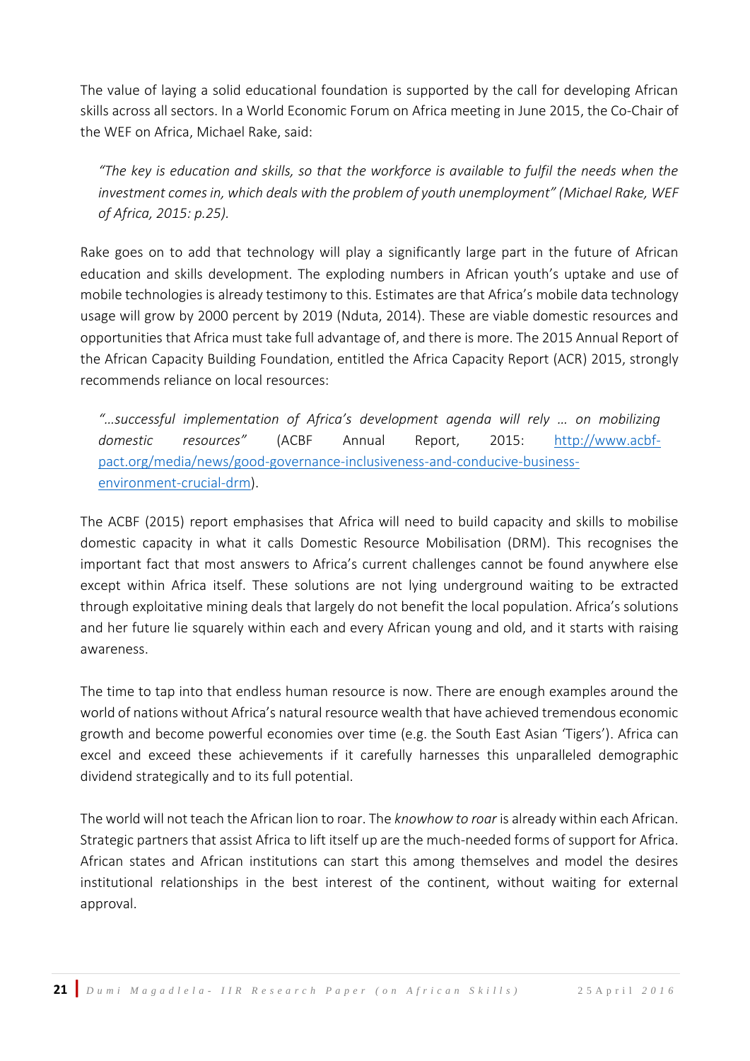The value of laying a solid educational foundation is supported by the call for developing African skills across all sectors. In a World Economic Forum on Africa meeting in June 2015, the Co-Chair of the WEF on Africa, Michael Rake, said:

> *"The key is education and skills, so that the workforce is available to fulfil the needs when the investment comes in, which deals with the problem of youth unemployment" (Michael Rake, WEF of Africa, 2015: p.25).*

Rake goes on to add that technology will play a significantly large part in the future of African education and skills development. The exploding numbers in African youth's uptake and use of mobile technologies is already testimony to this. Estimates are that Africa's mobile data technology usage will grow by 2000 percent by 2019 (Nduta, 2014). These are viable domestic resources and opportunities that Africa must take full advantage of, and there is more. The 2015 Annual Report of the African Capacity Building Foundation, entitled the Africa Capacity Report (ACR) 2015, strongly recommends reliance on local resources:

> *"…successful implementation of Africa's development agenda will rely … on mobilizing domestic resources"* (ACBF Annual Report, 2015: [http://www.acbf-pact.org/media/news/good-governance-inclusiveness-and-conducive-business-environment-crucial-drm](http://www.acbf-pact.org/media/news/good-governance-inclusiveness-and-conducive-business-environment-crucial-drm)).

The ACBF (2015) report emphasises that Africa will need to build capacity and skills to mobilise domestic capacity in what it calls Domestic Resource Mobilisation (DRM). This recognises the important fact that most answers to Africa's current challenges cannot be found anywhere else except within Africa itself. These solutions are not lying underground waiting to be extracted through exploitative mining deals that largely do not benefit the local population. Africa's solutions and her future lie squarely within each and every African young and old, and it starts with raising awareness.

The time to tap into that endless human resource is now. There are enough examples around the world of nations without Africa's natural resource wealth that have achieved tremendous economic growth and become powerful economies over time (e.g. the South East Asian 'Tigers'). Africa can excel and exceed these achievements if it carefully harnesses this unparalleled demographic dividend strategically and to its full potential.

The world will not teach the African lion to roar. The *knowhow to roar* is already within each African. Strategic partners that assist Africa to lift itself up are the much-needed forms of support for Africa. African states and African institutions can start this among themselves and model the desires institutional relationships in the best interest of the continent, without waiting for external approval.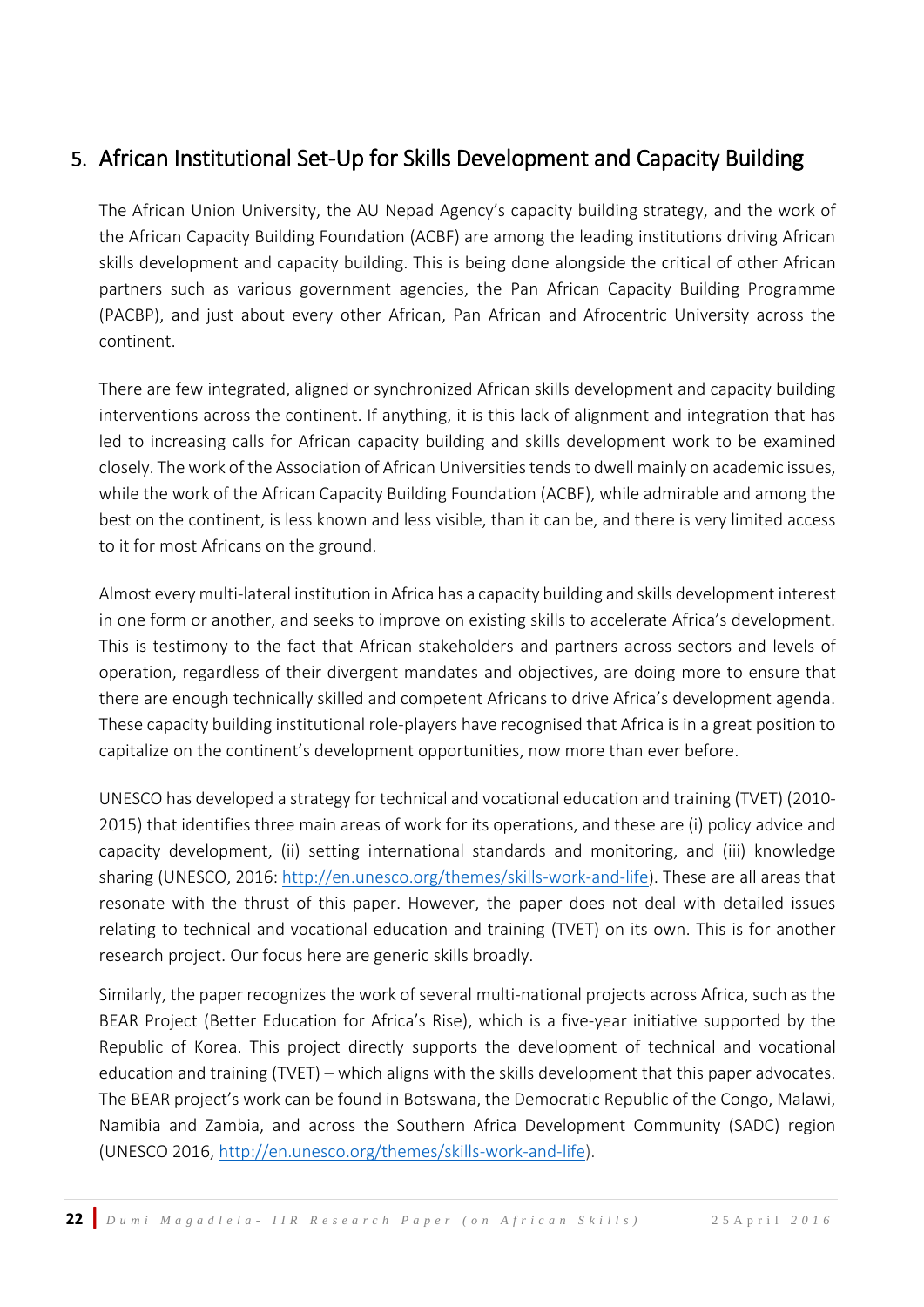## 5. African Institutional Set-Up for Skills Development and Capacity Building

The African Union University, the AU Nepad Agency's capacity building strategy, and the work of the African Capacity Building Foundation (ACBF) are among the leading institutions driving African skills development and capacity building. This is being done alongside the critical of other African partners such as various government agencies, the Pan African Capacity Building Programme (PACBP), and just about every other African, Pan African and Afrocentric University across the continent.

There are few integrated, aligned or synchronized African skills development and capacity building interventions across the continent. If anything, it is this lack of alignment and integration that has led to increasing calls for African capacity building and skills development work to be examined closely. The work of the Association of African Universities tends to dwell mainly on academic issues, while the work of the African Capacity Building Foundation (ACBF), while admirable and among the best on the continent, is less known and less visible, than it can be, and there is very limited access to it for most Africans on the ground.

Almost every multi-lateral institution in Africa has a capacity building and skills development interest in one form or another, and seeks to improve on existing skills to accelerate Africa's development. This is testimony to the fact that African stakeholders and partners across sectors and levels of operation, regardless of their divergent mandates and objectives, are doing more to ensure that there are enough technically skilled and competent Africans to drive Africa's development agenda. These capacity building institutional role-players have recognised that Africa is in a great position to capitalize on the continent's development opportunities, now more than ever before.

UNESCO has developed a strategy for technical and vocational education and training (TVET) (2010-2015) that identifies three main areas of work for its operations, and these are (i) policy advice and capacity development, (ii) setting international standards and monitoring, and (iii) knowledge sharing (UNESCO, 2016: http://en.unesco.org/themes/skills-work-and-life). These are all areas that resonate with the thrust of this paper. However, the paper does not deal with detailed issues relating to technical and vocational education and training (TVET) on its own. This is for another research project. Our focus here are generic skills broadly.

Similarly, the paper recognizes the work of several multi-national projects across Africa, such as the BEAR Project (Better Education for Africa's Rise), which is a five-year initiative supported by the Republic of Korea. This project directly supports the development of technical and vocational education and training (TVET) – which aligns with the skills development that this paper advocates. The BEAR project's work can be found in Botswana, the Democratic Republic of the Congo, Malawi, Namibia and Zambia, and across the Southern Africa Development Community (SADC) region (UNESCO 2016, http://en.unesco.org/themes/skills-work-and-life).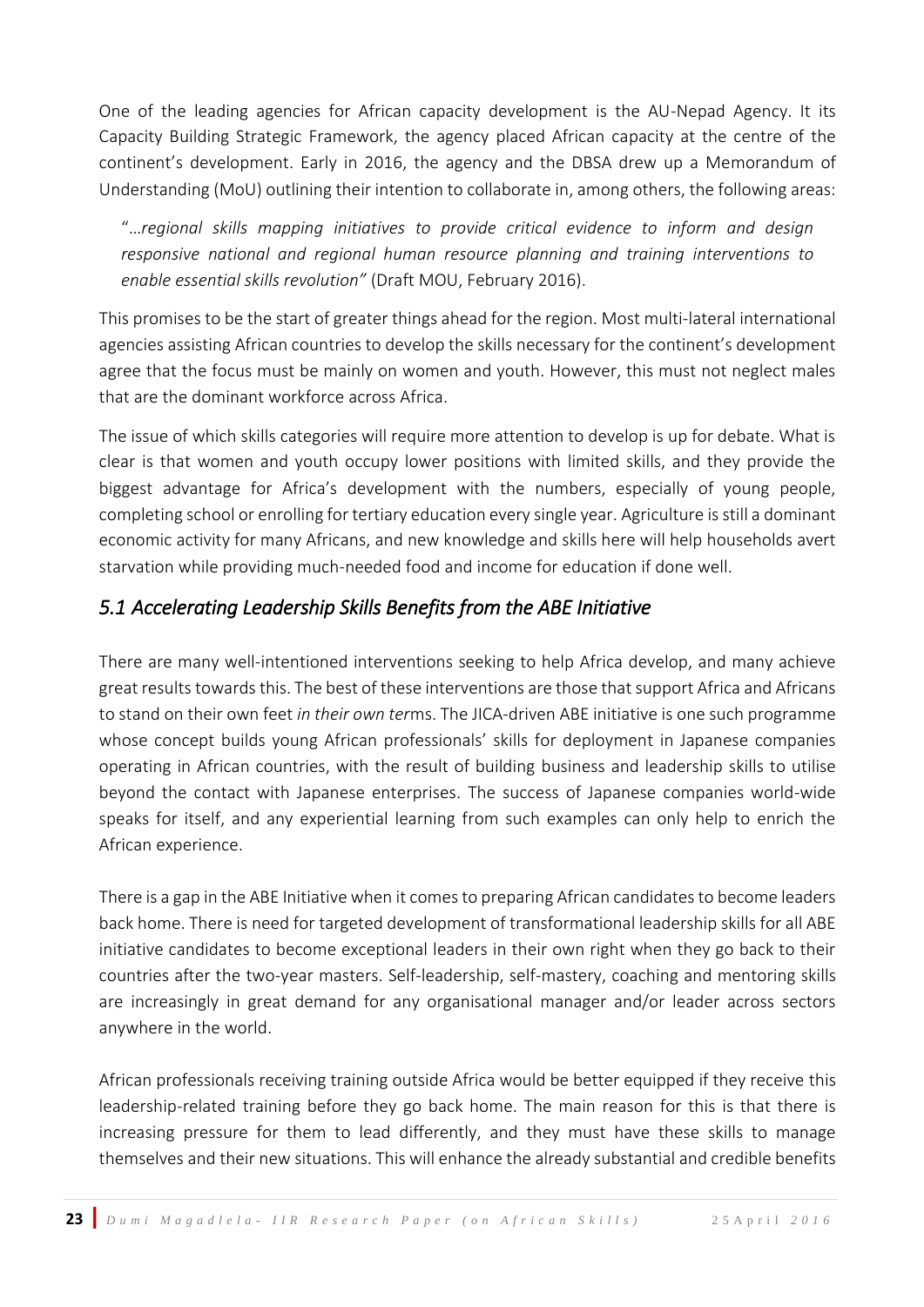One of the leading agencies for African capacity development is the AU-Nepad Agency. It its Capacity Building Strategic Framework, the agency placed African capacity at the centre of the continent's development. Early in 2016, the agency and the DBSA drew up a Memorandum of Understanding (MoU) outlining their intention to collaborate in, among others, the following areas:

> "…*regional skills mapping initiatives to provide critical evidence to inform and design responsive national and regional human resource planning and training interventions to enable essential skills revolution"* (Draft MOU, February 2016).

This promises to be the start of greater things ahead for the region. Most multi-lateral international agencies assisting African countries to develop the skills necessary for the continent's development agree that the focus must be mainly on women and youth. However, this must not neglect males that are the dominant workforce across Africa.

The issue of which skills categories will require more attention to develop is up for debate. What is clear is that women and youth occupy lower positions with limited skills, and they provide the biggest advantage for Africa's development with the numbers, especially of young people, completing school or enrolling for tertiary education every single year. Agriculture is still a dominant economic activity for many Africans, and new knowledge and skills here will help households avert starvation while providing much-needed food and income for education if done well.

## *5.1 Accelerating Leadership Skills Benefits from the ABE Initiative*

There are many well-intentioned interventions seeking to help Africa develop, and many achieve great results towards this. The best of these interventions are those that support Africa and Africans to stand on their own feet *in their own ter*ms. The JICA-driven ABE initiative is one such programme whose concept builds young African professionals' skills for deployment in Japanese companies operating in African countries, with the result of building business and leadership skills to utilise beyond the contact with Japanese enterprises. The success of Japanese companies world-wide speaks for itself, and any experiential learning from such examples can only help to enrich the African experience.

There is a gap in the ABE Initiative when it comes to preparing African candidates to become leaders back home. There is need for targeted development of transformational leadership skills for all ABE initiative candidates to become exceptional leaders in their own right when they go back to their countries after the two-year masters. Self-leadership, self-mastery, coaching and mentoring skills are increasingly in great demand for any organisational manager and/or leader across sectors anywhere in the world.

African professionals receiving training outside Africa would be better equipped if they receive this leadership-related training before they go back home. The main reason for this is that there is increasing pressure for them to lead differently, and they must have these skills to manage themselves and their new situations. This will enhance the already substantial and credible benefits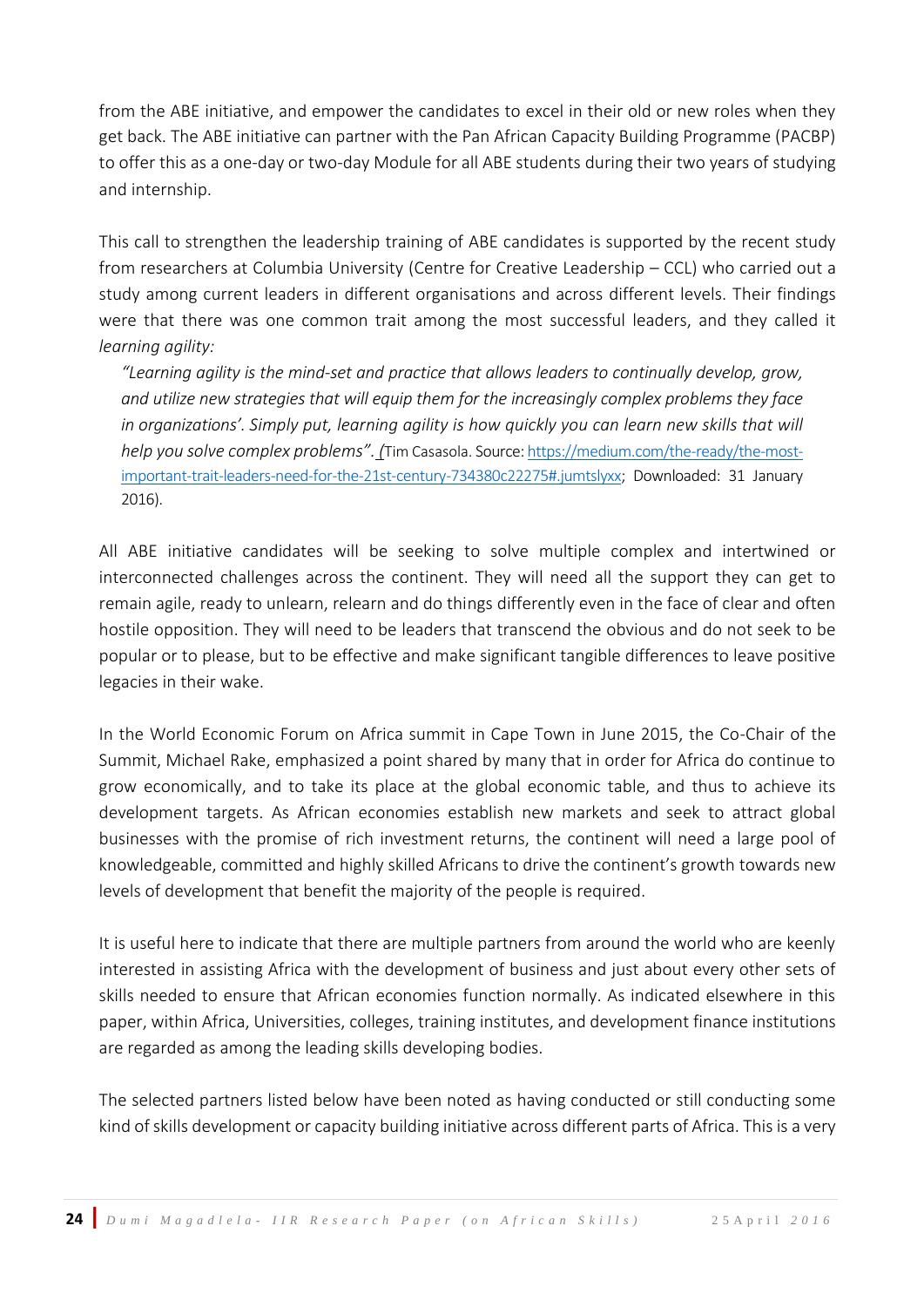from the ABE initiative, and empower the candidates to excel in their old or new roles when they get back. The ABE initiative can partner with the Pan African Capacity Building Programme (PACBP) to offer this as a one-day or two-day Module for all ABE students during their two years of studying and internship.

This call to strengthen the leadership training of ABE candidates is supported by the recent study from researchers at Columbia University (Centre for Creative Leadership – CCL) who carried out a study among current leaders in different organisations and across different levels. Their findings were that there was one common trait among the most successful leaders, and they called it *learning agility:*

> *"Learning agility is the mind-set and practice that allows leaders to continually develop, grow, and utilize new strategies that will equip them for the increasingly complex problems they face in organizations'. Simply put, learning agility is how quickly you can learn new skills that will help you solve complex problems". (*Tim Casasola. Source: https://medium.com/the-ready/the-most-important-trait-leaders-need-for-the-21st-century-734380c22275#.jumtslyxx; Downloaded: 31 January 2016).

All ABE initiative candidates will be seeking to solve multiple complex and intertwined or interconnected challenges across the continent. They will need all the support they can get to remain agile, ready to unlearn, relearn and do things differently even in the face of clear and often hostile opposition. They will need to be leaders that transcend the obvious and do not seek to be popular or to please, but to be effective and make significant tangible differences to leave positive legacies in their wake.

In the World Economic Forum on Africa summit in Cape Town in June 2015, the Co-Chair of the Summit, Michael Rake, emphasized a point shared by many that in order for Africa do continue to grow economically, and to take its place at the global economic table, and thus to achieve its development targets. As African economies establish new markets and seek to attract global businesses with the promise of rich investment returns, the continent will need a large pool of knowledgeable, committed and highly skilled Africans to drive the continent's growth towards new levels of development that benefit the majority of the people is required.

It is useful here to indicate that there are multiple partners from around the world who are keenly interested in assisting Africa with the development of business and just about every other sets of skills needed to ensure that African economies function normally. As indicated elsewhere in this paper, within Africa, Universities, colleges, training institutes, and development finance institutions are regarded as among the leading skills developing bodies.

The selected partners listed below have been noted as having conducted or still conducting some kind of skills development or capacity building initiative across different parts of Africa. This is a very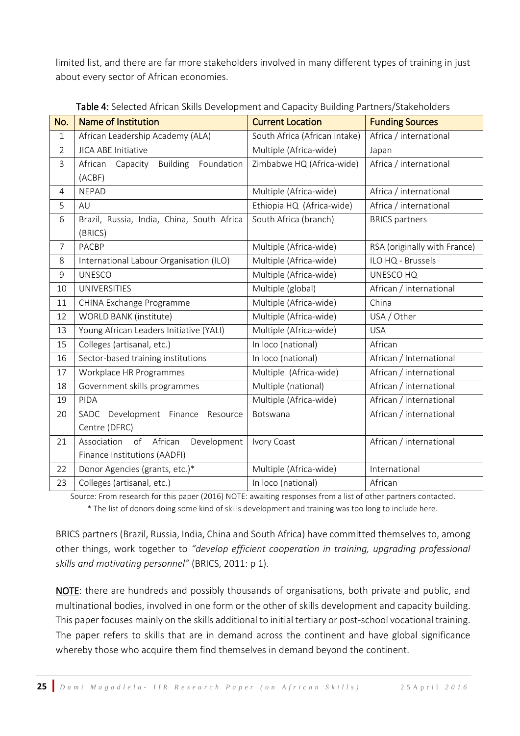limited list, and there are far more stakeholders involved in many different types of training in just about every sector of African economies.

**Table 4:** Selected African Skills Development and Capacity Building Partners/Stakeholders

| No. | Name of Institution | Current Location | Funding Sources |
|---|---|---|---|
| 1 | African Leadership Academy (ALA) | South Africa (African intake) | Africa / international |
| 2 | JICA ABE Initiative | Multiple (Africa-wide) | Japan |
| 3 | African Capacity Building Foundation (ACBF) | Zimbabwe HQ (Africa-wide) | Africa / international |
| 4 | NEPAD | Multiple (Africa-wide) | Africa / international |
| 5 | AU | Ethiopia HQ (Africa-wide) | Africa / international |
| 6 | Brazil, Russia, India, China, South Africa (BRICS) | South Africa (branch) | BRICS partners |
| 7 | PACBP | Multiple (Africa-wide) | RSA (originally with France) |
| 8 | International Labour Organisation (ILO) | Multiple (Africa-wide) | ILO HQ - Brussels |
| 9 | UNESCO | Multiple (Africa-wide) | UNESCO HQ |
| 10 | UNIVERSITIES | Multiple (global) | African / international |
| 11 | CHINA Exchange Programme | Multiple (Africa-wide) | China |
| 12 | WORLD BANK (institute) | Multiple (Africa-wide) | USA / Other |
| 13 | Young African Leaders Initiative (YALI) | Multiple (Africa-wide) | USA |
| 15 | Colleges (artisanal, etc.) | In loco (national) | African |
| 16 | Sector-based training institutions | In loco (national) | African / International |
| 17 | Workplace HR Programmes | Multiple (Africa-wide) | African / international |
| 18 | Government skills programmes | Multiple (national) | African / international |
| 19 | PIDA | Multiple (Africa-wide) | African / international |
| 20 | SADC Development Finance Resource Centre (DFRC) | Botswana | African / international |
| 21 | Association of African Development Finance Institutions (AADFI) | Ivory Coast | African / international |
| 22 | Donor Agencies (grants, etc.)* | Multiple (Africa-wide) | International |
| 23 | Colleges (artisanal, etc.) | In loco (national) | African |

Source: From research for this paper (2016) NOTE: awaiting responses from a list of other partners contacted.

\* The list of donors doing some kind of skills development and training was too long to include here.

BRICS partners (Brazil, Russia, India, China and South Africa) have committed themselves to, among other things, work together to *"develop efficient cooperation in training, upgrading professional skills and motivating personnel"* (BRICS, 2011: p 1).

**NOTE**: there are hundreds and possibly thousands of organisations, both private and public, and multinational bodies, involved in one form or the other of skills development and capacity building. This paper focuses mainly on the skills additional to initial tertiary or post-school vocational training. The paper refers to skills that are in demand across the continent and have global significance whereby those who acquire them find themselves in demand beyond the continent.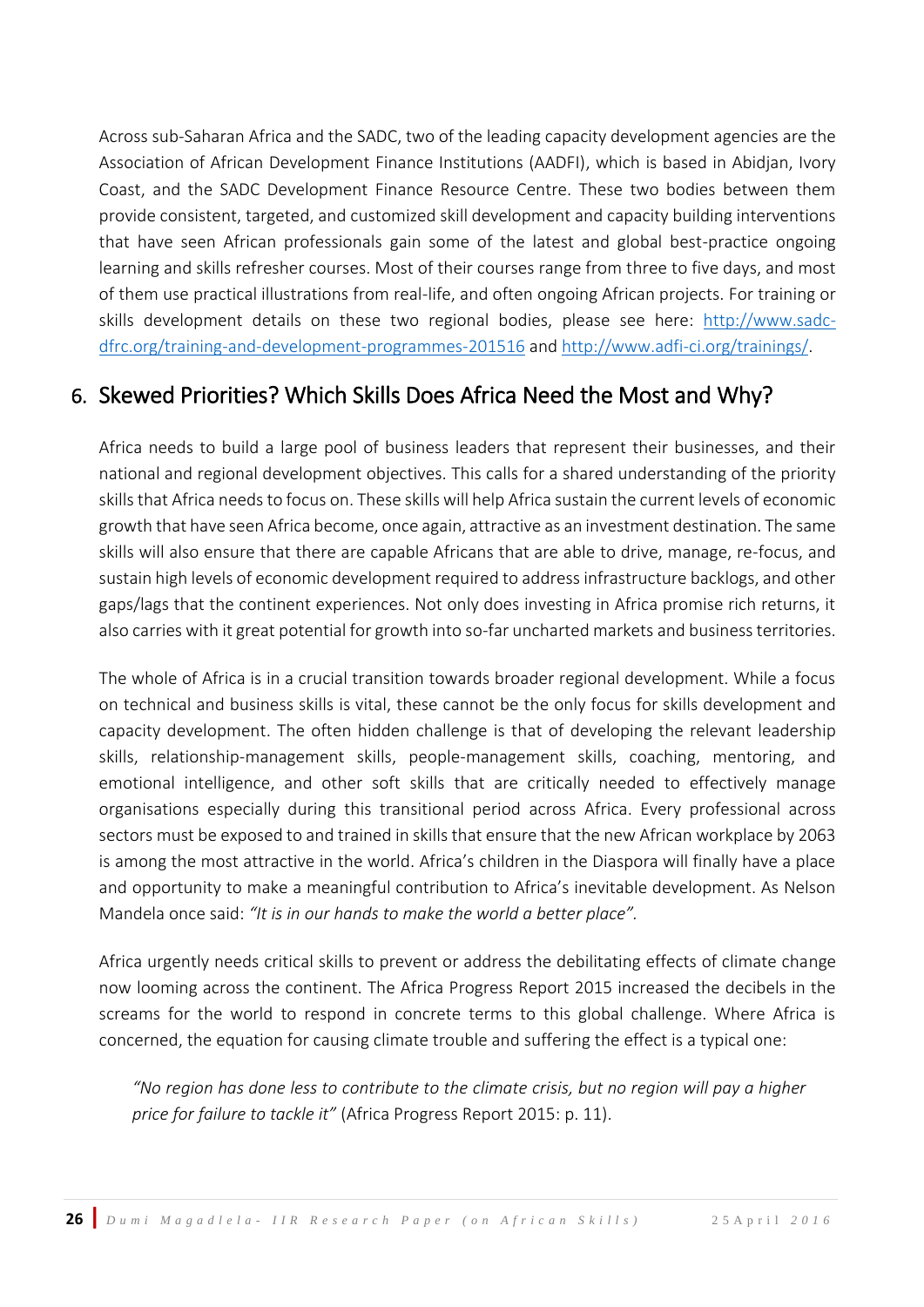Across sub-Saharan Africa and the SADC, two of the leading capacity development agencies are the Association of African Development Finance Institutions (AADFI), which is based in Abidjan, Ivory Coast, and the SADC Development Finance Resource Centre. These two bodies between them provide consistent, targeted, and customized skill development and capacity building interventions that have seen African professionals gain some of the latest and global best-practice ongoing learning and skills refresher courses. Most of their courses range from three to five days, and most of them use practical illustrations from real-life, and often ongoing African projects. For training or skills development details on these two regional bodies, please see here: [http://www.sadc-dfrc.org/training-and-development-programmes-201516](http://www.sadc-dfrc.org/training-and-development-programmes-201516) and [http://www.adfi-ci.org/trainings/](http://www.adfi-ci.org/trainings/).

## 6. Skewed Priorities? Which Skills Does Africa Need the Most and Why?

Africa needs to build a large pool of business leaders that represent their businesses, and their national and regional development objectives. This calls for a shared understanding of the priority skills that Africa needs to focus on. These skills will help Africa sustain the current levels of economic growth that have seen Africa become, once again, attractive as an investment destination. The same skills will also ensure that there are capable Africans that are able to drive, manage, re-focus, and sustain high levels of economic development required to address infrastructure backlogs, and other gaps/lags that the continent experiences. Not only does investing in Africa promise rich returns, it also carries with it great potential for growth into so-far uncharted markets and business territories.

The whole of Africa is in a crucial transition towards broader regional development. While a focus on technical and business skills is vital, these cannot be the only focus for skills development and capacity development. The often hidden challenge is that of developing the relevant leadership skills, relationship-management skills, people-management skills, coaching, mentoring, and emotional intelligence, and other soft skills that are critically needed to effectively manage organisations especially during this transitional period across Africa. Every professional across sectors must be exposed to and trained in skills that ensure that the new African workplace by 2063 is among the most attractive in the world. Africa's children in the Diaspora will finally have a place and opportunity to make a meaningful contribution to Africa's inevitable development. As Nelson Mandela once said: *"It is in our hands to make the world a better place"*.

Africa urgently needs critical skills to prevent or address the debilitating effects of climate change now looming across the continent. The Africa Progress Report 2015 increased the decibels in the screams for the world to respond in concrete terms to this global challenge. Where Africa is concerned, the equation for causing climate trouble and suffering the effect is a typical one:

> *"No region has done less to contribute to the climate crisis, but no region will pay a higher price for failure to tackle it"* (Africa Progress Report 2015: p. 11).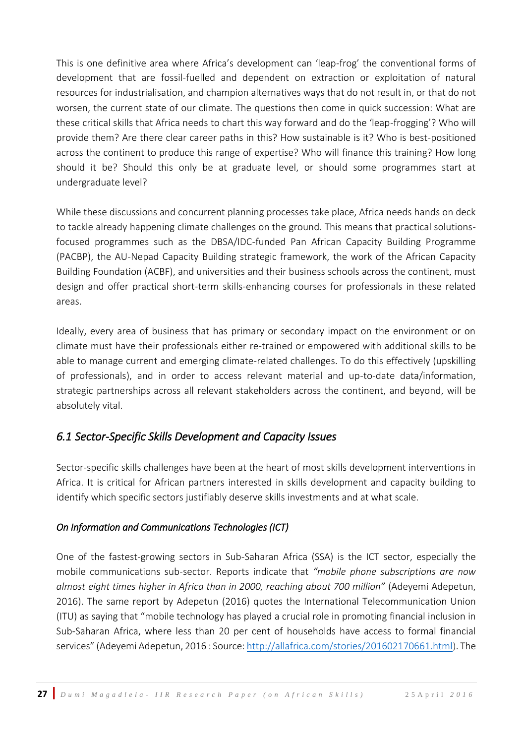This is one definitive area where Africa's development can 'leap-frog' the conventional forms of development that are fossil-fuelled and dependent on extraction or exploitation of natural resources for industrialisation, and champion alternatives ways that do not result in, or that do not worsen, the current state of our climate. The questions then come in quick succession: What are these critical skills that Africa needs to chart this way forward and do the 'leap-frogging'? Who will provide them? Are there clear career paths in this? How sustainable is it? Who is best-positioned across the continent to produce this range of expertise? Who will finance this training? How long should it be? Should this only be at graduate level, or should some programmes start at undergraduate level?

While these discussions and concurrent planning processes take place, Africa needs hands on deck to tackle already happening climate challenges on the ground. This means that practical solutions-focused programmes such as the DBSA/IDC-funded Pan African Capacity Building Programme (PACBP), the AU-Nepad Capacity Building strategic framework, the work of the African Capacity Building Foundation (ACBF), and universities and their business schools across the continent, must design and offer practical short-term skills-enhancing courses for professionals in these related areas.

Ideally, every area of business that has primary or secondary impact on the environment or on climate must have their professionals either re-trained or empowered with additional skills to be able to manage current and emerging climate-related challenges. To do this effectively (upskilling of professionals), and in order to access relevant material and up-to-date data/information, strategic partnerships across all relevant stakeholders across the continent, and beyond, will be absolutely vital.

## *6.1 Sector-Specific Skills Development and Capacity Issues*

Sector-specific skills challenges have been at the heart of most skills development interventions in Africa. It is critical for African partners interested in skills development and capacity building to identify which specific sectors justifiably deserve skills investments and at what scale.

### *On Information and Communications Technologies (ICT)*

One of the fastest-growing sectors in Sub-Saharan Africa (SSA) is the ICT sector, especially the mobile communications sub-sector. Reports indicate that *"mobile phone subscriptions are now almost eight times higher in Africa than in 2000, reaching about 700 million"* (Adeyemi Adepetun, 2016). The same report by Adepetun (2016) quotes the International Telecommunication Union (ITU) as saying that "mobile technology has played a crucial role in promoting financial inclusion in Sub-Saharan Africa, where less than 20 per cent of households have access to formal financial services" (Adeyemi Adepetun, 2016 : Source: http://allafrica.com/stories/201602170661.html). The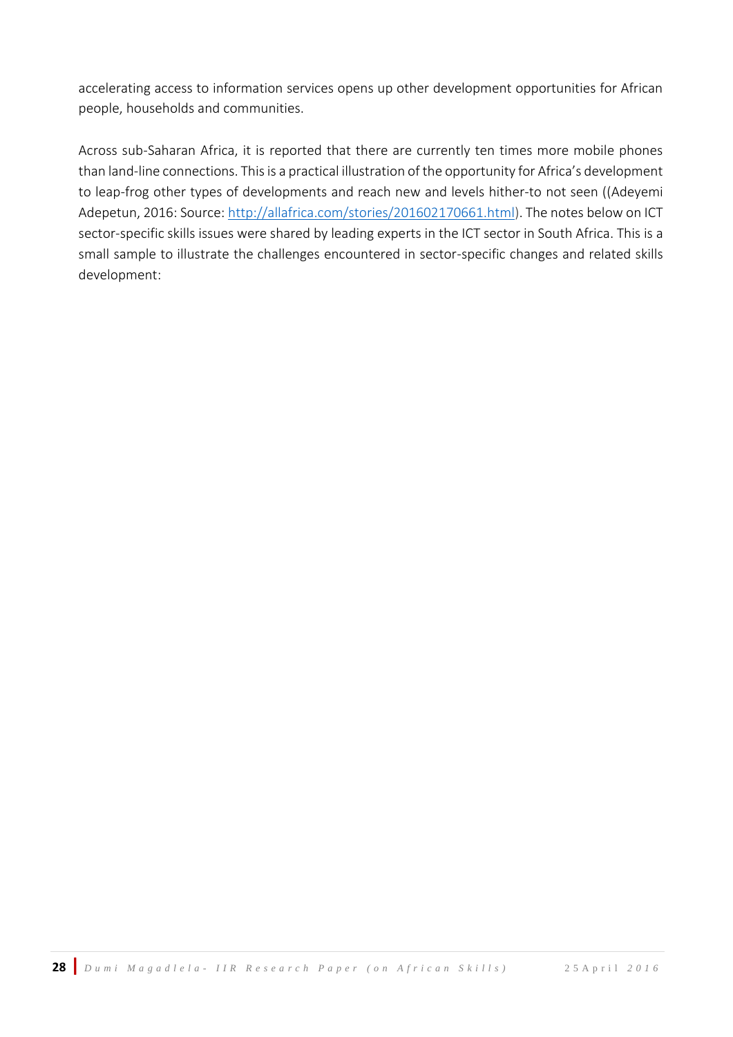accelerating access to information services opens up other development opportunities for African people, households and communities.

Across sub-Saharan Africa, it is reported that there are currently ten times more mobile phones than land-line connections. This is a practical illustration of the opportunity for Africa's development to leap-frog other types of developments and reach new and levels hither-to not seen ((Adeyemi Adepetun, 2016: Source: http://allafrica.com/stories/201602170661.html). The notes below on ICT sector-specific skills issues were shared by leading experts in the ICT sector in South Africa. This is a small sample to illustrate the challenges encountered in sector-specific changes and related skills development: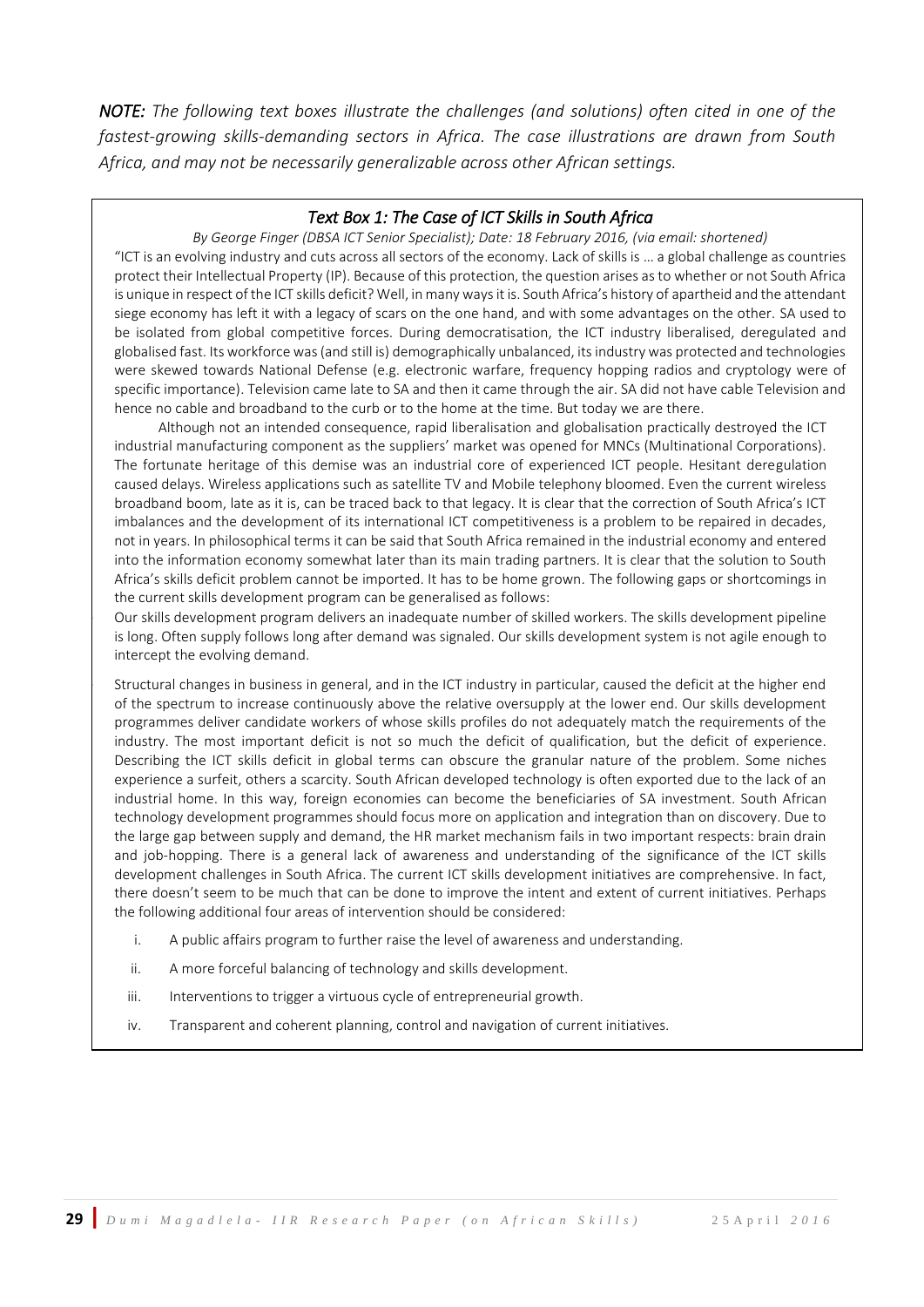***NOTE:*** *The following text boxes illustrate the challenges (and solutions) often cited in one of the fastest-growing skills-demanding sectors in Africa. The case illustrations are drawn from South Africa, and may not be necessarily generalizable across other African settings.*

### *Text Box 1: The Case of ICT Skills in South Africa*

*By George Finger (DBSA ICT Senior Specialist); Date: 18 February 2016, (via email: shortened)*

"ICT is an evolving industry and cuts across all sectors of the economy. Lack of skills is … a global challenge as countries protect their Intellectual Property (IP). Because of this protection, the question arises as to whether or not South Africa is unique in respect of the ICT skills deficit? Well, in many ways it is. South Africa's history of apartheid and the attendant siege economy has left it with a legacy of scars on the one hand, and with some advantages on the other. SA used to be isolated from global competitive forces. During democratisation, the ICT industry liberalised, deregulated and globalised fast. Its workforce was (and still is) demographically unbalanced, its industry was protected and technologies were skewed towards National Defense (e.g. electronic warfare, frequency hopping radios and cryptology were of specific importance). Television came late to SA and then it came through the air. SA did not have cable Television and hence no cable and broadband to the curb or to the home at the time. But today we are there.

Although not an intended consequence, rapid liberalisation and globalisation practically destroyed the ICT industrial manufacturing component as the suppliers' market was opened for MNCs (Multinational Corporations). The fortunate heritage of this demise was an industrial core of experienced ICT people. Hesitant deregulation caused delays. Wireless applications such as satellite TV and Mobile telephony bloomed. Even the current wireless broadband boom, late as it is, can be traced back to that legacy. It is clear that the correction of South Africa's ICT imbalances and the development of its international ICT competitiveness is a problem to be repaired in decades, not in years. In philosophical terms it can be said that South Africa remained in the industrial economy and entered into the information economy somewhat later than its main trading partners. It is clear that the solution to South Africa's skills deficit problem cannot be imported. It has to be home grown. The following gaps or shortcomings in the current skills development program can be generalised as follows:

Our skills development program delivers an inadequate number of skilled workers. The skills development pipeline is long. Often supply follows long after demand was signaled. Our skills development system is not agile enough to intercept the evolving demand.

Structural changes in business in general, and in the ICT industry in particular, caused the deficit at the higher end of the spectrum to increase continuously above the relative oversupply at the lower end. Our skills development programmes deliver candidate workers of whose skills profiles do not adequately match the requirements of the industry. The most important deficit is not so much the deficit of qualification, but the deficit of experience. Describing the ICT skills deficit in global terms can obscure the granular nature of the problem. Some niches experience a surfeit, others a scarcity. South African developed technology is often exported due to the lack of an industrial home. In this way, foreign economies can become the beneficiaries of SA investment. South African technology development programmes should focus more on application and integration than on discovery. Due to the large gap between supply and demand, the HR market mechanism fails in two important respects: brain drain and job-hopping. There is a general lack of awareness and understanding of the significance of the ICT skills development challenges in South Africa. The current ICT skills development initiatives are comprehensive. In fact, there doesn't seem to be much that can be done to improve the intent and extent of current initiatives. Perhaps the following additional four areas of intervention should be considered:

i. A public affairs program to further raise the level of awareness and understanding.
ii. A more forceful balancing of technology and skills development.
iii. Interventions to trigger a virtuous cycle of entrepreneurial growth.
iv. Transparent and coherent planning, control and navigation of current initiatives.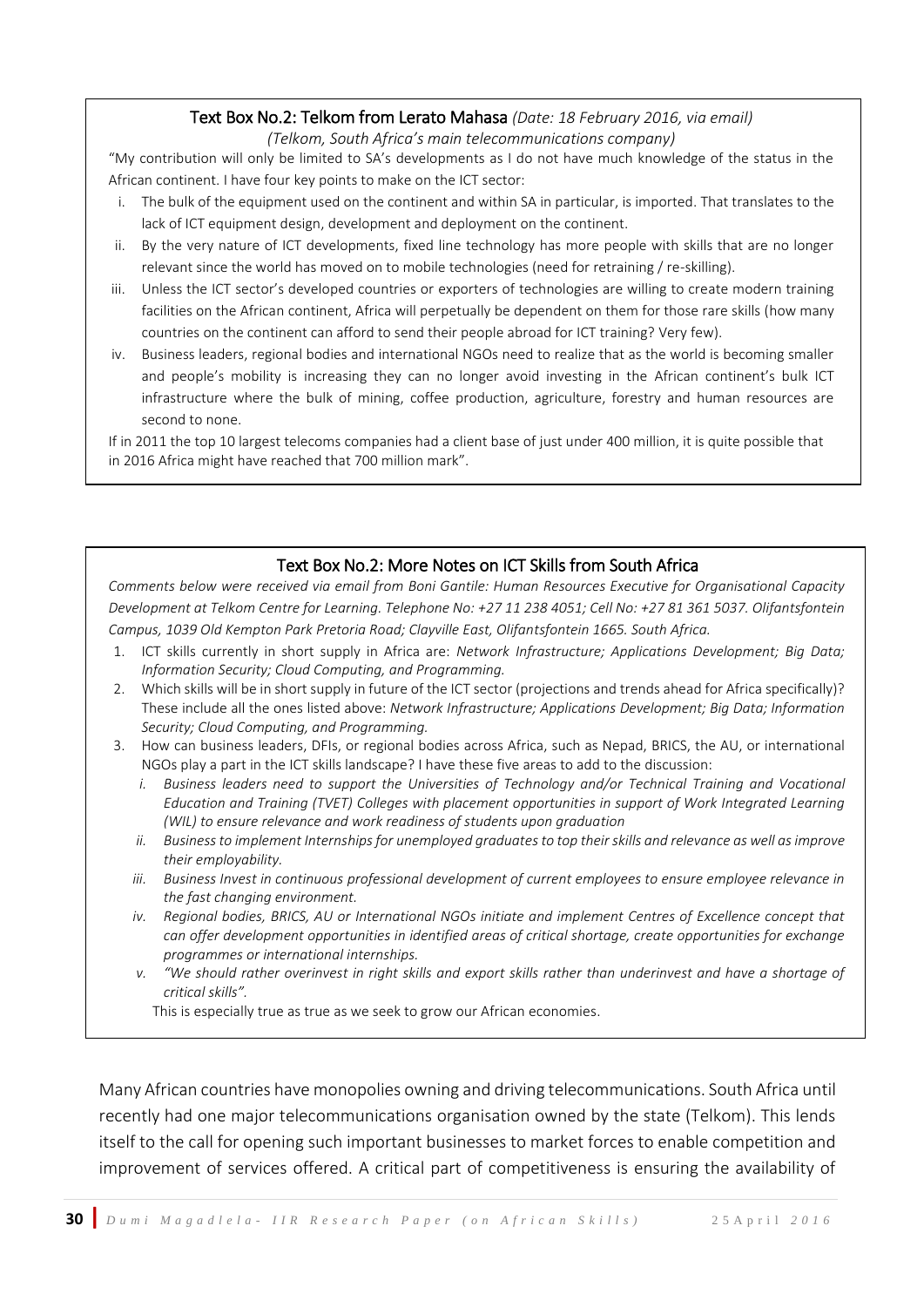### Text Box No.2: Telkom from Lerato Mahasa *(Date: 18 February 2016, via email)*

*(Telkom, South Africa's main telecommunications company)*

"My contribution will only be limited to SA's developments as I do not have much knowledge of the status in the African continent. I have four key points to make on the ICT sector:

i. The bulk of the equipment used on the continent and within SA in particular, is imported. That translates to the lack of ICT equipment design, development and deployment on the continent.
ii. By the very nature of ICT developments, fixed line technology has more people with skills that are no longer relevant since the world has moved on to mobile technologies (need for retraining / re-skilling).
iii. Unless the ICT sector's developed countries or exporters of technologies are willing to create modern training facilities on the African continent, Africa will perpetually be dependent on them for those rare skills (how many countries on the continent can afford to send their people abroad for ICT training? Very few).
iv. Business leaders, regional bodies and international NGOs need to realize that as the world is becoming smaller and people's mobility is increasing they can no longer avoid investing in the African continent's bulk ICT infrastructure where the bulk of mining, coffee production, agriculture, forestry and human resources are second to none.

If in 2011 the top 10 largest telecoms companies had a client base of just under 400 million, it is quite possible that in 2016 Africa might have reached that 700 million mark".

### Text Box No.2: More Notes on ICT Skills from South Africa

*Comments below were received via email from Boni Gantile: Human Resources Executive for Organisational Capacity Development at Telkom Centre for Learning. Telephone No: +27 11 238 4051; Cell No: +27 81 361 5037. Olifantsfontein Campus, 1039 Old Kempton Park Pretoria Road; Clayville East, Olifantsfontein 1665. South Africa.*

1. ICT skills currently in short supply in Africa are: *Network Infrastructure; Applications Development; Big Data; Information Security; Cloud Computing, and Programming.*
2. Which skills will be in short supply in future of the ICT sector (projections and trends ahead for Africa specifically)? These include all the ones listed above: *Network Infrastructure; Applications Development; Big Data; Information Security; Cloud Computing, and Programming.*
3. How can business leaders, DFIs, or regional bodies across Africa, such as Nepad, BRICS, the AU, or international NGOs play a part in the ICT skills landscape? I have these five areas to add to the discussion:
   i. *Business leaders need to support the Universities of Technology and/or Technical Training and Vocational Education and Training (TVET) Colleges with placement opportunities in support of Work Integrated Learning (WIL) to ensure relevance and work readiness of students upon graduation*
   ii. *Business to implement Internships for unemployed graduates to top their skills and relevance as well as improve their employability.*
   iii. *Business Invest in continuous professional development of current employees to ensure employee relevance in the fast changing environment.*
   iv. *Regional bodies, BRICS, AU or International NGOs initiate and implement Centres of Excellence concept that can offer development opportunities in identified areas of critical shortage, create opportunities for exchange programmes or international internships.*
   v. *"We should rather overinvest in right skills and export skills rather than underinvest and have a shortage of critical skills".*

   This is especially true as true as we seek to grow our African economies.

Many African countries have monopolies owning and driving telecommunications. South Africa until recently had one major telecommunications organisation owned by the state (Telkom). This lends itself to the call for opening such important businesses to market forces to enable competition and improvement of services offered. A critical part of competitiveness is ensuring the availability of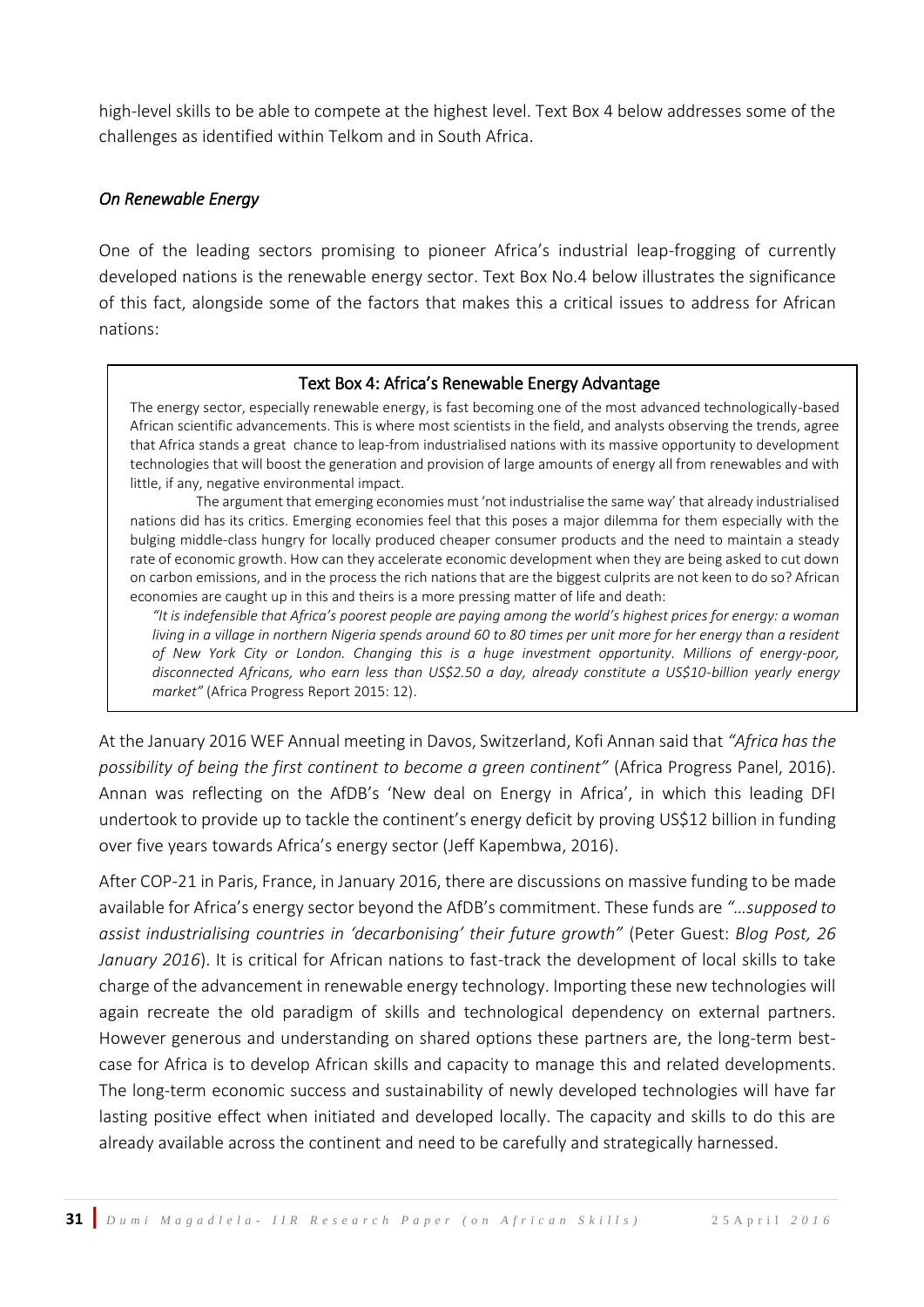high-level skills to be able to compete at the highest level. Text Box 4 below addresses some of the challenges as identified within Telkom and in South Africa.

### *On Renewable Energy*

One of the leading sectors promising to pioneer Africa's industrial leap-frogging of currently developed nations is the renewable energy sector. Text Box No.4 below illustrates the significance of this fact, alongside some of the factors that makes this a critical issues to address for African nations:

> **Text Box 4: Africa's Renewable Energy Advantage**
>
> The energy sector, especially renewable energy, is fast becoming one of the most advanced technologically-based African scientific advancements. This is where most scientists in the field, and analysts observing the trends, agree that Africa stands a great chance to leap-from industrialised nations with its massive opportunity to development technologies that will boost the generation and provision of large amounts of energy all from renewables and with little, if any, negative environmental impact.
>
> The argument that emerging economies must 'not industrialise the same way' that already industrialised nations did has its critics. Emerging economies feel that this poses a major dilemma for them especially with the bulging middle-class hungry for locally produced cheaper consumer products and the need to maintain a steady rate of economic growth. How can they accelerate economic development when they are being asked to cut down on carbon emissions, and in the process the rich nations that are the biggest culprits are not keen to do so? African economies are caught up in this and theirs is a more pressing matter of life and death:
>
> *"It is indefensible that Africa's poorest people are paying among the world's highest prices for energy: a woman living in a village in northern Nigeria spends around 60 to 80 times per unit more for her energy than a resident of New York City or London. Changing this is a huge investment opportunity. Millions of energy-poor, disconnected Africans, who earn less than US$2.50 a day, already constitute a US$10-billion yearly energy market"* (Africa Progress Report 2015: 12).

At the January 2016 WEF Annual meeting in Davos, Switzerland, Kofi Annan said that *"Africa has the possibility of being the first continent to become a green continent"* (Africa Progress Panel, 2016). Annan was reflecting on the AfDB's 'New deal on Energy in Africa', in which this leading DFI undertook to provide up to tackle the continent's energy deficit by proving US$12 billion in funding over five years towards Africa's energy sector (Jeff Kapembwa, 2016).

After COP-21 in Paris, France, in January 2016, there are discussions on massive funding to be made available for Africa's energy sector beyond the AfDB's commitment. These funds are *"…supposed to assist industrialising countries in 'decarbonising' their future growth"* (Peter Guest: *Blog Post, 26 January 2016*). It is critical for African nations to fast-track the development of local skills to take charge of the advancement in renewable energy technology. Importing these new technologies will again recreate the old paradigm of skills and technological dependency on external partners. However generous and understanding on shared options these partners are, the long-term best-case for Africa is to develop African skills and capacity to manage this and related developments. The long-term economic success and sustainability of newly developed technologies will have far lasting positive effect when initiated and developed locally. The capacity and skills to do this are already available across the continent and need to be carefully and strategically harnessed.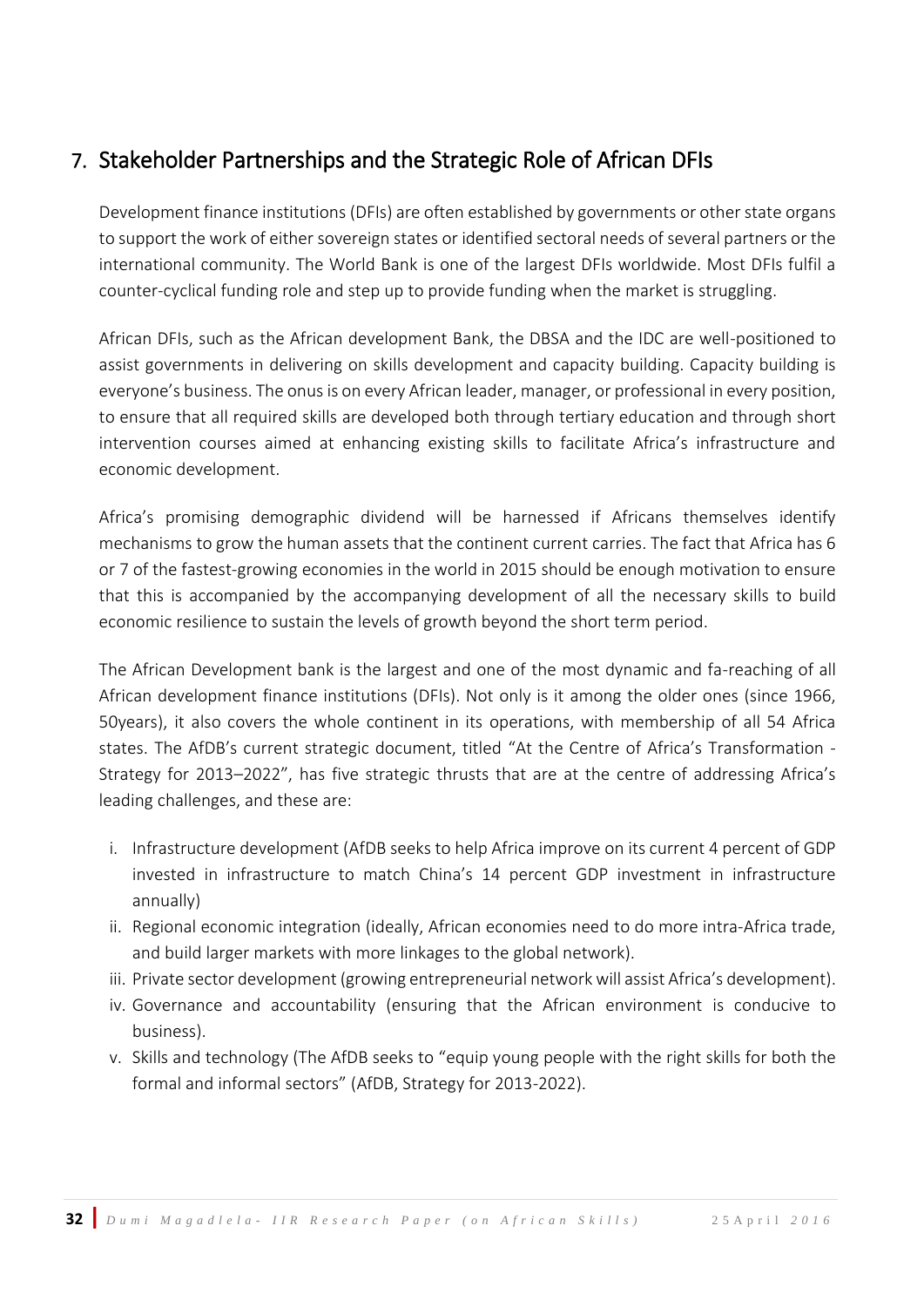## 7. Stakeholder Partnerships and the Strategic Role of African DFIs

Development finance institutions (DFIs) are often established by governments or other state organs to support the work of either sovereign states or identified sectoral needs of several partners or the international community. The World Bank is one of the largest DFIs worldwide. Most DFIs fulfil a counter-cyclical funding role and step up to provide funding when the market is struggling.

African DFIs, such as the African development Bank, the DBSA and the IDC are well-positioned to assist governments in delivering on skills development and capacity building. Capacity building is everyone's business. The onus is on every African leader, manager, or professional in every position, to ensure that all required skills are developed both through tertiary education and through short intervention courses aimed at enhancing existing skills to facilitate Africa's infrastructure and economic development.

Africa's promising demographic dividend will be harnessed if Africans themselves identify mechanisms to grow the human assets that the continent current carries. The fact that Africa has 6 or 7 of the fastest-growing economies in the world in 2015 should be enough motivation to ensure that this is accompanied by the accompanying development of all the necessary skills to build economic resilience to sustain the levels of growth beyond the short term period.

The African Development bank is the largest and one of the most dynamic and fa-reaching of all African development finance institutions (DFIs). Not only is it among the older ones (since 1966, 50years), it also covers the whole continent in its operations, with membership of all 54 Africa states. The AfDB's current strategic document, titled "At the Centre of Africa's Transformation - Strategy for 2013–2022", has five strategic thrusts that are at the centre of addressing Africa's leading challenges, and these are:

i. Infrastructure development (AfDB seeks to help Africa improve on its current 4 percent of GDP invested in infrastructure to match China's 14 percent GDP investment in infrastructure annually)
ii. Regional economic integration (ideally, African economies need to do more intra-Africa trade, and build larger markets with more linkages to the global network).
iii. Private sector development (growing entrepreneurial network will assist Africa's development).
iv. Governance and accountability (ensuring that the African environment is conducive to business).
v. Skills and technology (The AfDB seeks to "equip young people with the right skills for both the formal and informal sectors" (AfDB, Strategy for 2013-2022).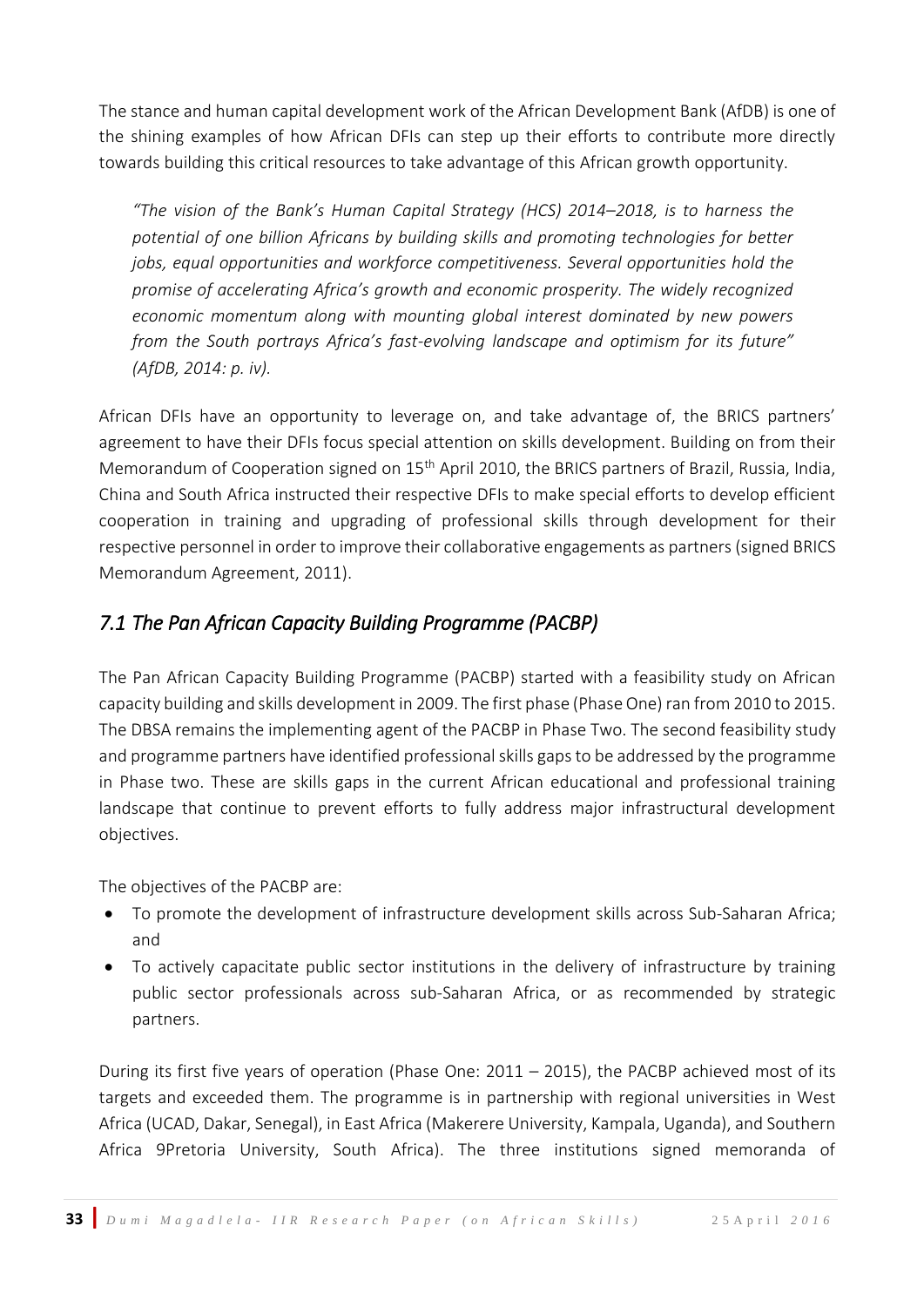The stance and human capital development work of the African Development Bank (AfDB) is one of the shining examples of how African DFIs can step up their efforts to contribute more directly towards building this critical resources to take advantage of this African growth opportunity.

> *"The vision of the Bank's Human Capital Strategy (HCS) 2014–2018, is to harness the potential of one billion Africans by building skills and promoting technologies for better jobs, equal opportunities and workforce competitiveness. Several opportunities hold the promise of accelerating Africa's growth and economic prosperity. The widely recognized economic momentum along with mounting global interest dominated by new powers from the South portrays Africa's fast-evolving landscape and optimism for its future" (AfDB, 2014: p. iv).*

African DFIs have an opportunity to leverage on, and take advantage of, the BRICS partners' agreement to have their DFIs focus special attention on skills development. Building on from their Memorandum of Cooperation signed on 15th April 2010, the BRICS partners of Brazil, Russia, India, China and South Africa instructed their respective DFIs to make special efforts to develop efficient cooperation in training and upgrading of professional skills through development for their respective personnel in order to improve their collaborative engagements as partners (signed BRICS Memorandum Agreement, 2011).

## *7.1 The Pan African Capacity Building Programme (PACBP)*

The Pan African Capacity Building Programme (PACBP) started with a feasibility study on African capacity building and skills development in 2009. The first phase (Phase One) ran from 2010 to 2015. The DBSA remains the implementing agent of the PACBP in Phase Two. The second feasibility study and programme partners have identified professional skills gaps to be addressed by the programme in Phase two. These are skills gaps in the current African educational and professional training landscape that continue to prevent efforts to fully address major infrastructural development objectives.

The objectives of the PACBP are:

- To promote the development of infrastructure development skills across Sub-Saharan Africa; and
- To actively capacitate public sector institutions in the delivery of infrastructure by training public sector professionals across sub-Saharan Africa, or as recommended by strategic partners.

During its first five years of operation (Phase One: 2011 – 2015), the PACBP achieved most of its targets and exceeded them. The programme is in partnership with regional universities in West Africa (UCAD, Dakar, Senegal), in East Africa (Makerere University, Kampala, Uganda), and Southern Africa 9Pretoria University, South Africa). The three institutions signed memoranda of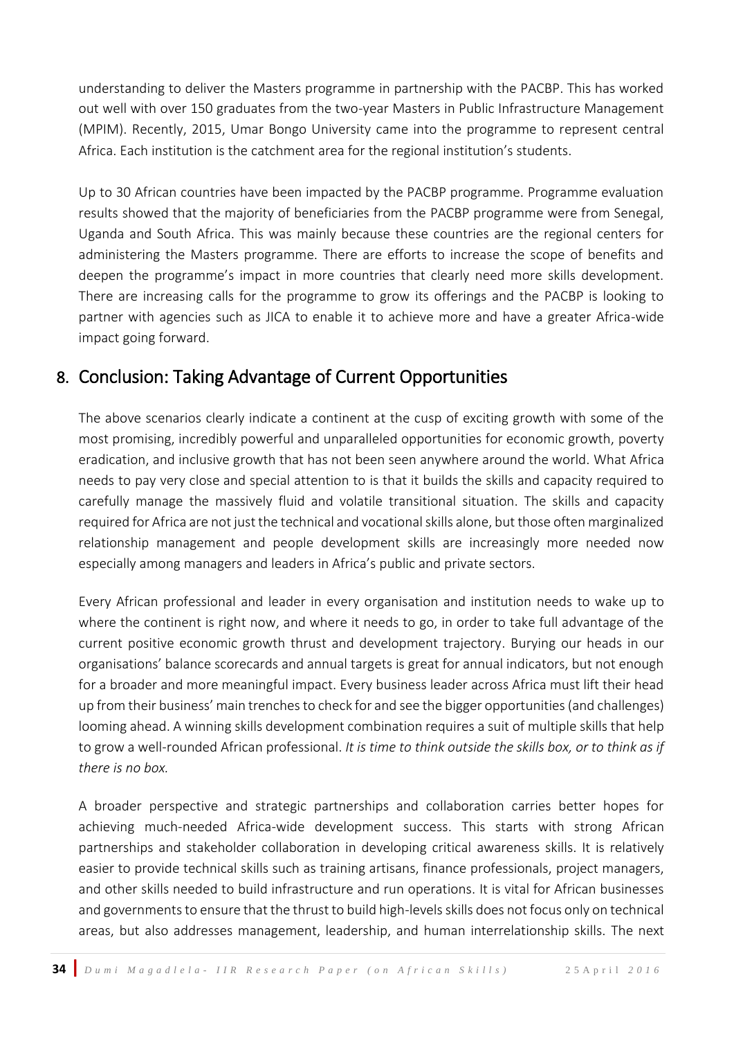understanding to deliver the Masters programme in partnership with the PACBP. This has worked out well with over 150 graduates from the two-year Masters in Public Infrastructure Management (MPIM). Recently, 2015, Umar Bongo University came into the programme to represent central Africa. Each institution is the catchment area for the regional institution's students.

Up to 30 African countries have been impacted by the PACBP programme. Programme evaluation results showed that the majority of beneficiaries from the PACBP programme were from Senegal, Uganda and South Africa. This was mainly because these countries are the regional centers for administering the Masters programme. There are efforts to increase the scope of benefits and deepen the programme's impact in more countries that clearly need more skills development. There are increasing calls for the programme to grow its offerings and the PACBP is looking to partner with agencies such as JICA to enable it to achieve more and have a greater Africa-wide impact going forward.

## 8. Conclusion: Taking Advantage of Current Opportunities

The above scenarios clearly indicate a continent at the cusp of exciting growth with some of the most promising, incredibly powerful and unparalleled opportunities for economic growth, poverty eradication, and inclusive growth that has not been seen anywhere around the world. What Africa needs to pay very close and special attention to is that it builds the skills and capacity required to carefully manage the massively fluid and volatile transitional situation. The skills and capacity required for Africa are not just the technical and vocational skills alone, but those often marginalized relationship management and people development skills are increasingly more needed now especially among managers and leaders in Africa's public and private sectors.

Every African professional and leader in every organisation and institution needs to wake up to where the continent is right now, and where it needs to go, in order to take full advantage of the current positive economic growth thrust and development trajectory. Burying our heads in our organisations' balance scorecards and annual targets is great for annual indicators, but not enough for a broader and more meaningful impact. Every business leader across Africa must lift their head up from their business' main trenches to check for and see the bigger opportunities (and challenges) looming ahead. A winning skills development combination requires a suit of multiple skills that help to grow a well-rounded African professional. *It is time to think outside the skills box, or to think as if there is no box.*

A broader perspective and strategic partnerships and collaboration carries better hopes for achieving much-needed Africa-wide development success. This starts with strong African partnerships and stakeholder collaboration in developing critical awareness skills. It is relatively easier to provide technical skills such as training artisans, finance professionals, project managers, and other skills needed to build infrastructure and run operations. It is vital for African businesses and governments to ensure that the thrust to build high-levels skills does not focus only on technical areas, but also addresses management, leadership, and human interrelationship skills. The next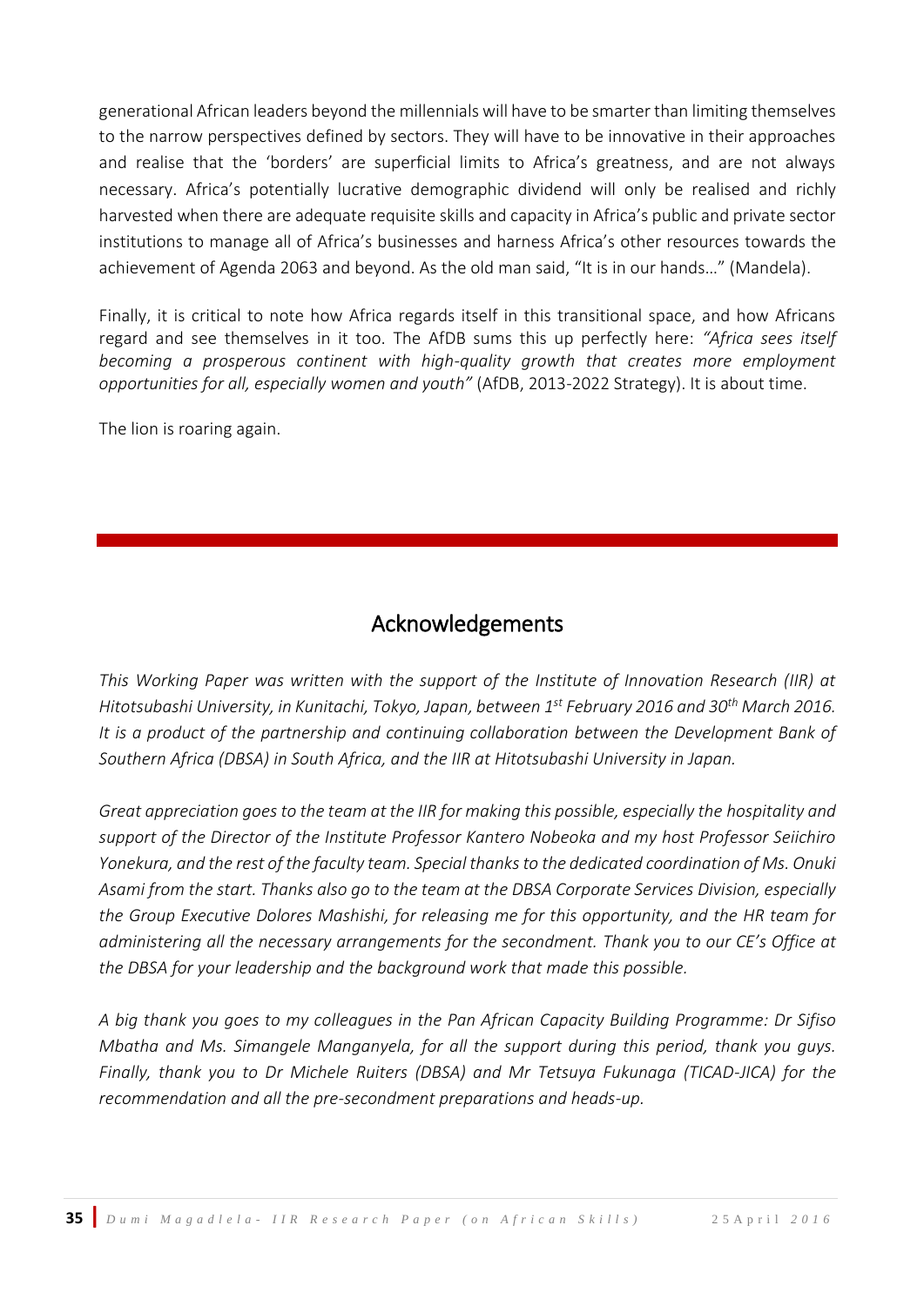generational African leaders beyond the millennials will have to be smarter than limiting themselves to the narrow perspectives defined by sectors. They will have to be innovative in their approaches and realise that the 'borders' are superficial limits to Africa's greatness, and are not always necessary. Africa's potentially lucrative demographic dividend will only be realised and richly harvested when there are adequate requisite skills and capacity in Africa's public and private sector institutions to manage all of Africa's businesses and harness Africa's other resources towards the achievement of Agenda 2063 and beyond. As the old man said, "It is in our hands…" (Mandela).

Finally, it is critical to note how Africa regards itself in this transitional space, and how Africans regard and see themselves in it too. The AfDB sums this up perfectly here: *"Africa sees itself becoming a prosperous continent with high-quality growth that creates more employment opportunities for all, especially women and youth"* (AfDB, 2013-2022 Strategy). It is about time.

The lion is roaring again.

## Acknowledgements

*This Working Paper was written with the support of the Institute of Innovation Research (IIR) at Hitotsubashi University, in Kunitachi, Tokyo, Japan, between 1st February 2016 and 30th March 2016. It is a product of the partnership and continuing collaboration between the Development Bank of Southern Africa (DBSA) in South Africa, and the IIR at Hitotsubashi University in Japan.*

*Great appreciation goes to the team at the IIR for making this possible, especially the hospitality and support of the Director of the Institute Professor Kantero Nobeoka and my host Professor Seiichiro Yonekura, and the rest of the faculty team. Special thanks to the dedicated coordination of Ms. Onuki Asami from the start. Thanks also go to the team at the DBSA Corporate Services Division, especially the Group Executive Dolores Mashishi, for releasing me for this opportunity, and the HR team for administering all the necessary arrangements for the secondment. Thank you to our CE's Office at the DBSA for your leadership and the background work that made this possible.*

*A big thank you goes to my colleagues in the Pan African Capacity Building Programme: Dr Sifiso Mbatha and Ms. Simangele Manganyela, for all the support during this period, thank you guys. Finally, thank you to Dr Michele Ruiters (DBSA) and Mr Tetsuya Fukunaga (TICAD-JICA) for the recommendation and all the pre-secondment preparations and heads-up.*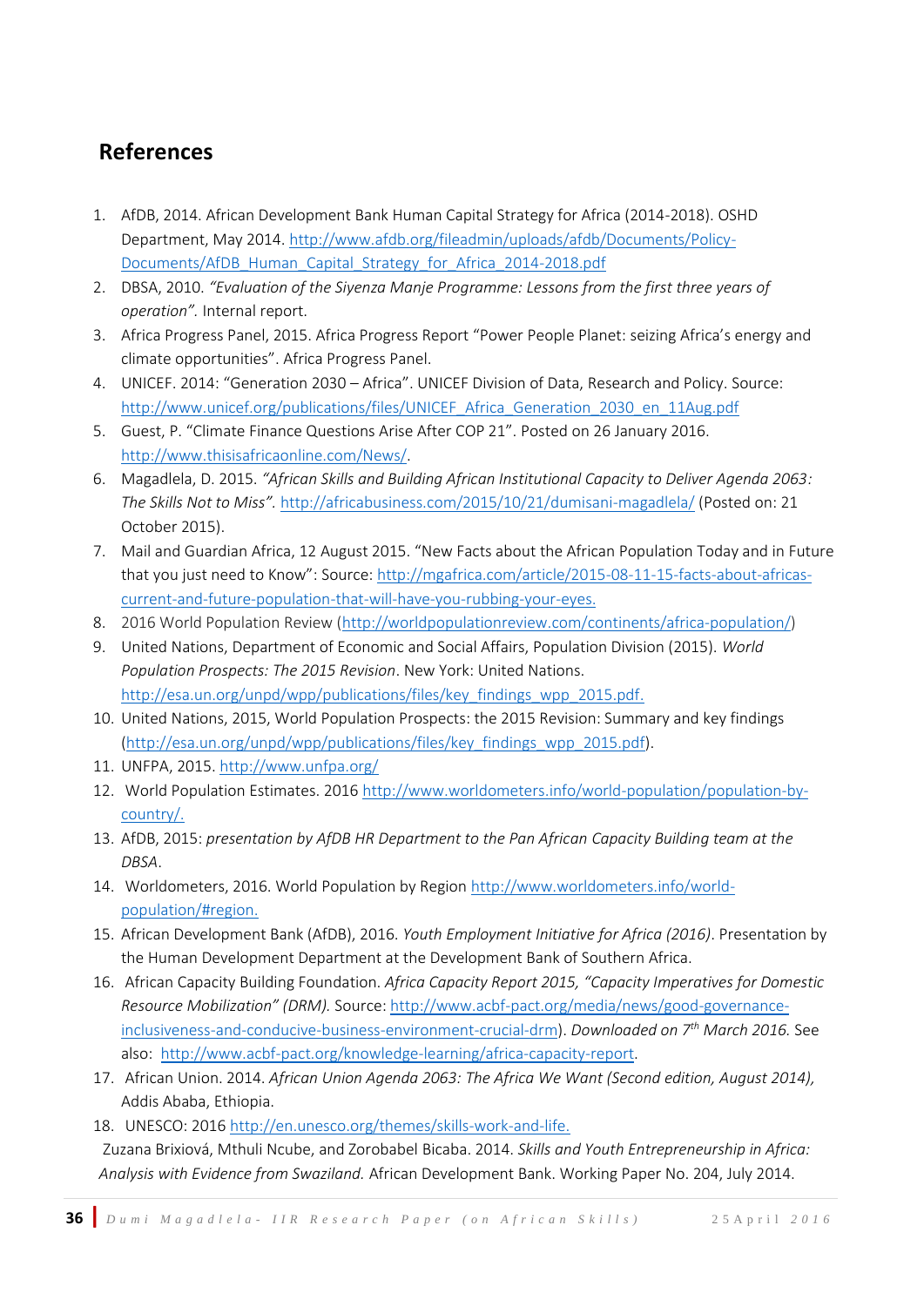## References

1. AfDB, 2014. African Development Bank Human Capital Strategy for Africa (2014-2018). OSHD Department, May 2014. http://www.afdb.org/fileadmin/uploads/afdb/Documents/Policy-Documents/AfDB_Human_Capital_Strategy_for_Africa_2014-2018.pdf
2. DBSA, 2010. *"Evaluation of the Siyenza Manje Programme: Lessons from the first three years of operation".* Internal report.
3. Africa Progress Panel, 2015. Africa Progress Report "Power People Planet: seizing Africa's energy and climate opportunities". Africa Progress Panel.
4. UNICEF. 2014: "Generation 2030 – Africa". UNICEF Division of Data, Research and Policy. Source: http://www.unicef.org/publications/files/UNICEF_Africa_Generation_2030_en_11Aug.pdf
5. Guest, P. "Climate Finance Questions Arise After COP 21". Posted on 26 January 2016. http://www.thisisafricaonline.com/News/.
6. Magadlela, D. 2015. *"African Skills and Building African Institutional Capacity to Deliver Agenda 2063: The Skills Not to Miss".* http://africabusiness.com/2015/10/21/dumisani-magadlela/ (Posted on: 21 October 2015).
7. Mail and Guardian Africa, 12 August 2015. "New Facts about the African Population Today and in Future that you just need to Know": Source: http://mgafrica.com/article/2015-08-11-15-facts-about-africas-current-and-future-population-that-will-have-you-rubbing-your-eyes.
8. 2016 World Population Review (http://worldpopulationreview.com/continents/africa-population/)
9. United Nations, Department of Economic and Social Affairs, Population Division (2015). *World Population Prospects: The 2015 Revision*. New York: United Nations. http://esa.un.org/unpd/wpp/publications/files/key_findings_wpp_2015.pdf.
10. United Nations, 2015, World Population Prospects: the 2015 Revision: Summary and key findings (http://esa.un.org/unpd/wpp/publications/files/key_findings_wpp_2015.pdf).
11. UNFPA, 2015. http://www.unfpa.org/
12. World Population Estimates. 2016 http://www.worldometers.info/world-population/population-by-country/.
13. AfDB, 2015: *presentation by AfDB HR Department to the Pan African Capacity Building team at the DBSA*.
14. Worldometers, 2016. World Population by Region http://www.worldometers.info/world-population/#region.
15. African Development Bank (AfDB), 2016. *Youth Employment Initiative for Africa (2016)*. Presentation by the Human Development Department at the Development Bank of Southern Africa.
16. African Capacity Building Foundation. *Africa Capacity Report 2015, "Capacity Imperatives for Domestic Resource Mobilization" (DRM).* Source: http://www.acbf-pact.org/media/news/good-governance-inclusiveness-and-conducive-business-environment-crucial-drm). *Downloaded on 7th March 2016.* See also: http://www.acbf-pact.org/knowledge-learning/africa-capacity-report.
17. African Union. 2014. *African Union Agenda 2063: The Africa We Want (Second edition, August 2014),* Addis Ababa, Ethiopia.
18. UNESCO: 2016 http://en.unesco.org/themes/skills-work-and-life.

Zuzana Brixiová, Mthuli Ncube, and Zorobabel Bicaba. 2014. *Skills and Youth Entrepreneurship in Africa: Analysis with Evidence from Swaziland.* African Development Bank. Working Paper No. 204, July 2014.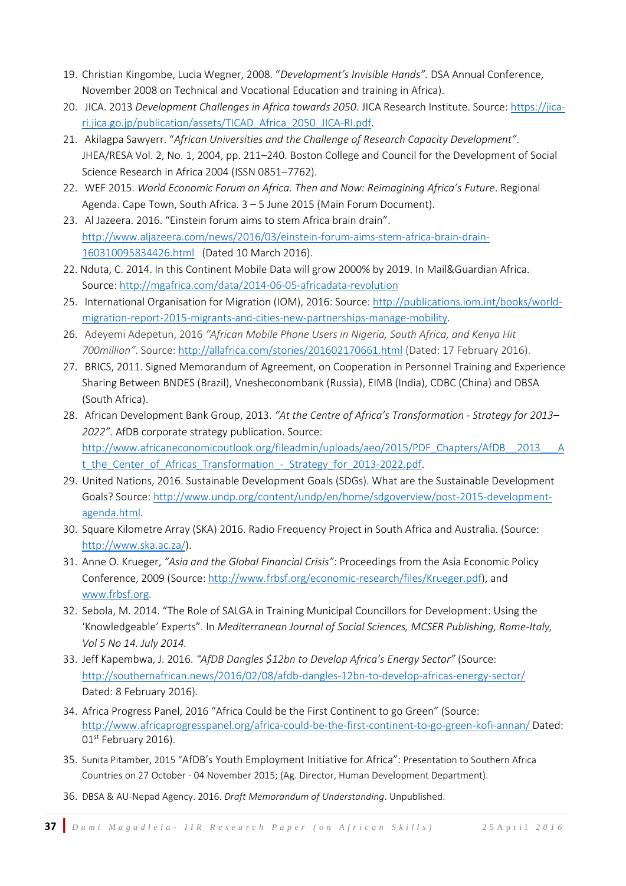19. Christian Kingombe, Lucia Wegner, 2008. "*Development's Invisible Hands".* DSA Annual Conference, November 2008 on Technical and Vocational Education and training in Africa).
20. JICA. 2013 *Development Challenges in Africa towards 2050*. JICA Research Institute. Source: https://jica-ri.jica.go.jp/publication/assets/TICAD_Africa_2050_JICA-RI.pdf.
21. Akilagpa Sawyerr. "*African Universities and the Challenge of Research Capacity Development"*. JHEA/RESA Vol. 2, No. 1, 2004, pp. 211–240. Boston College and Council for the Development of Social Science Research in Africa 2004 (ISSN 0851–7762).
22. WEF 2015. *World Economic Forum on Africa. Then and Now: Reimagining Africa's Future*. Regional Agenda. Cape Town, South Africa. 3 – 5 June 2015 (Main Forum Document).
23. Al Jazeera. 2016. "Einstein forum aims to stem Africa brain drain". http://www.aljazeera.com/news/2016/03/einstein-forum-aims-stem-africa-brain-drain-160310095834426.html (Dated 10 March 2016).
22. Nduta, C. 2014. In this Continent Mobile Data will grow 2000% by 2019. In Mail&Guardian Africa. Source: http://mgafrica.com/data/2014-06-05-africadata-revolution
25. International Organisation for Migration (IOM), 2016: Source: http://publications.iom.int/books/world-migration-report-2015-migrants-and-cities-new-partnerships-manage-mobility.
26. Adeyemi Adepetun, 2016 *"African Mobile Phone Users in Nigeria, South Africa, and Kenya Hit 700million"*. Source: http://allafrica.com/stories/201602170661.html (Dated: 17 February 2016).
27. BRICS, 2011. Signed Memorandum of Agreement, on Cooperation in Personnel Training and Experience Sharing Between BNDES (Brazil), Vnesheconombank (Russia), EIMB (India), CDBC (China) and DBSA (South Africa).
28. African Development Bank Group, 2013. *"At the Centre of Africa's Transformation - Strategy for 2013–2022"*. AfDB corporate strategy publication. Source: http://www.africaneconomicoutlook.org/fileadmin/uploads/aeo/2015/PDF_Chapters/AfDB__2013___At_the_Center_of_Africas_Transformation_-_Strategy_for_2013-2022.pdf.
29. United Nations, 2016. Sustainable Development Goals (SDGs). What are the Sustainable Development Goals? Source: http://www.undp.org/content/undp/en/home/sdgoverview/post-2015-development-agenda.html.
30. Square Kilometre Array (SKA) 2016. Radio Frequency Project in South Africa and Australia. (Source: http://www.ska.ac.za/).
31. Anne O. Krueger, *"Asia and the Global Financial Crisis"*: Proceedings from the Asia Economic Policy Conference, 2009 (Source: http://www.frbsf.org/economic-research/files/Krueger.pdf), and www.frbsf.org.
32. Sebola, M. 2014. "The Role of SALGA in Training Municipal Councillors for Development: Using the 'Knowledgeable' Experts". In *Mediterranean Journal of Social Sciences, MCSER Publishing, Rome-Italy, Vol 5 No 14. July 2014.*
33. Jeff Kapembwa, J. 2016. *"AfDB Dangles $12bn to Develop Africa's Energy Sector"* (Source: http://southernafrican.news/2016/02/08/afdb-dangles-12bn-to-develop-africas-energy-sector/ Dated: 8 February 2016).
34. Africa Progress Panel, 2016 "Africa Could be the First Continent to go Green" (Source: http://www.africaprogresspanel.org/africa-could-be-the-first-continent-to-go-green-kofi-annan/ Dated: 01st February 2016).
35. Sunita Pitamber, 2015 "AfDB's Youth Employment Initiative for Africa": Presentation to Southern Africa Countries on 27 October - 04 November 2015; (Ag. Director, Human Development Department).
36. DBSA & AU-Nepad Agency. 2016. *Draft Memorandum of Understanding*. Unpublished.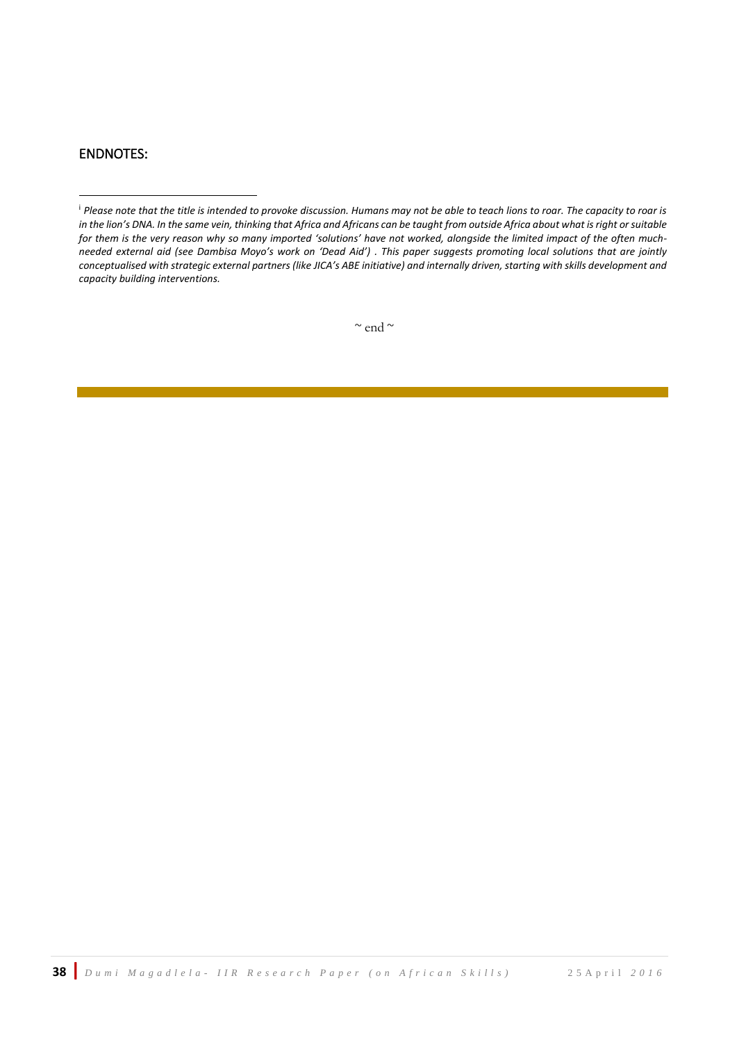## ENDNOTES:

---

[i] *Please note that the title is intended to provoke discussion. Humans may not be able to teach lions to roar. The capacity to roar is in the lion's DNA. In the same vein, thinking that Africa and Africans can be taught from outside Africa about what is right or suitable for them is the very reason why so many imported 'solutions' have not worked, alongside the limited impact of the often much-needed external aid (see Dambisa Moyo's work on 'Dead Aid') . This paper suggests promoting local solutions that are jointly conceptualised with strategic external partners (like JICA's ABE initiative) and internally driven, starting with skills development and capacity building interventions.*

~ end ~